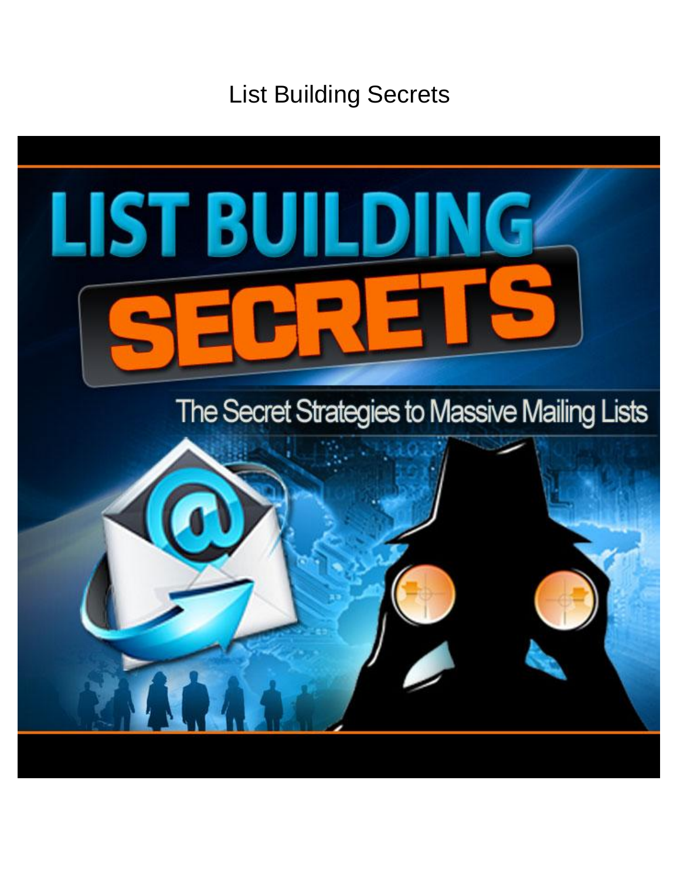# List Building Secrets

LIST BUILDING SECRETS

The Secret Strategies to Massive Mailing Lists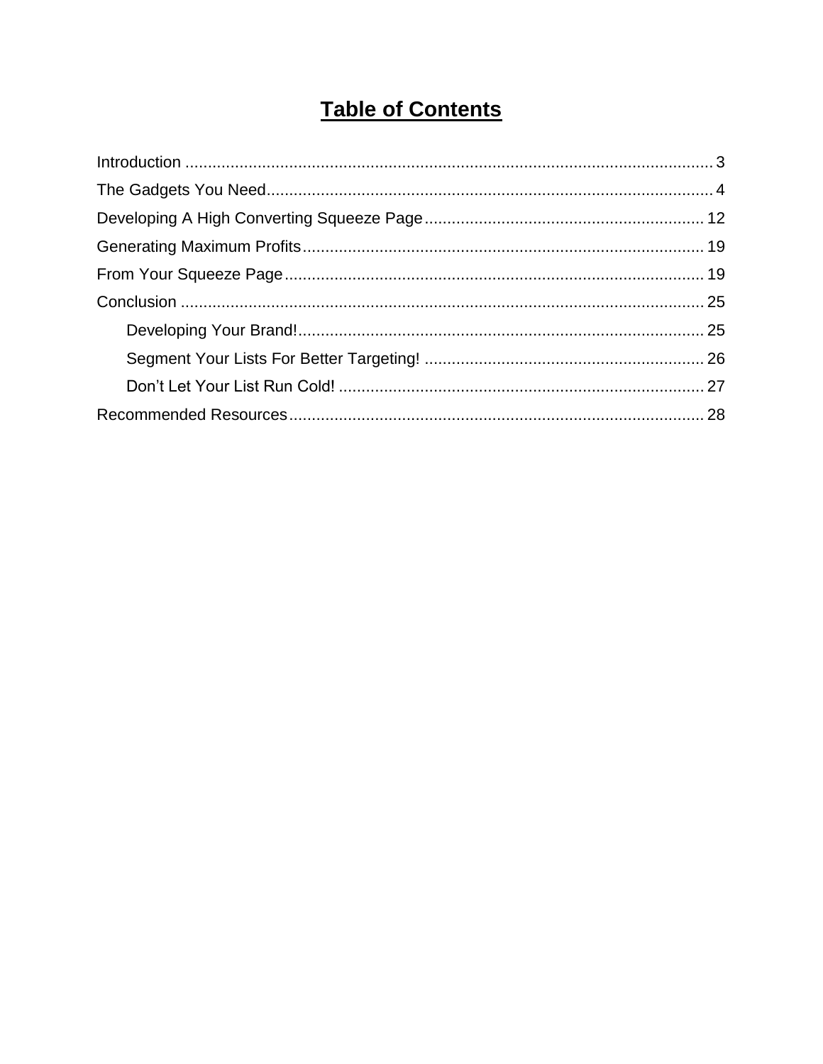# Table of Contents

Introduction ..................................................................................................................... 3

The Gadgets You Need.................................................................................................. 4

Developing A High Converting Squeeze Page............................................................. 12

Generating Maximum Profits........................................................................................ 19

From Your Squeeze Page............................................................................................ 19

Conclusion ................................................................................................................... 25

- Developing Your Brand!......................................................................................... 25
- Segment Your Lists For Better Targeting! ............................................................. 26
- Don't Let Your List Run Cold! ................................................................................ 27

Recommended Resources........................................................................................... 28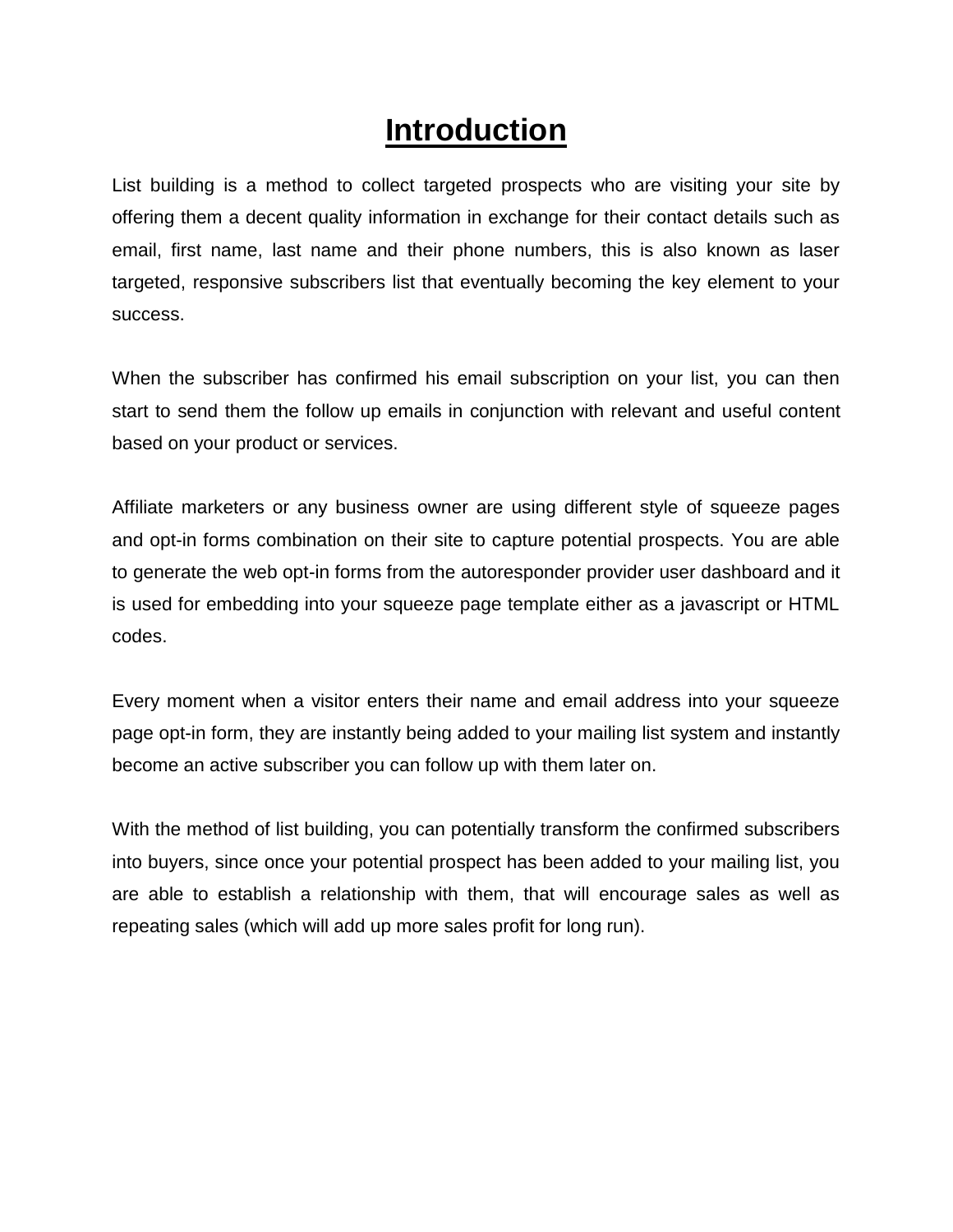# Introduction

List building is a method to collect targeted prospects who are visiting your site by offering them a decent quality information in exchange for their contact details such as email, first name, last name and their phone numbers, this is also known as laser targeted, responsive subscribers list that eventually becoming the key element to your success.

When the subscriber has confirmed his email subscription on your list, you can then start to send them the follow up emails in conjunction with relevant and useful content based on your product or services.

Affiliate marketers or any business owner are using different style of squeeze pages and opt-in forms combination on their site to capture potential prospects. You are able to generate the web opt-in forms from the autoresponder provider user dashboard and it is used for embedding into your squeeze page template either as a javascript or HTML codes.

Every moment when a visitor enters their name and email address into your squeeze page opt-in form, they are instantly being added to your mailing list system and instantly become an active subscriber you can follow up with them later on.

With the method of list building, you can potentially transform the confirmed subscribers into buyers, since once your potential prospect has been added to your mailing list, you are able to establish a relationship with them, that will encourage sales as well as repeating sales (which will add up more sales profit for long run).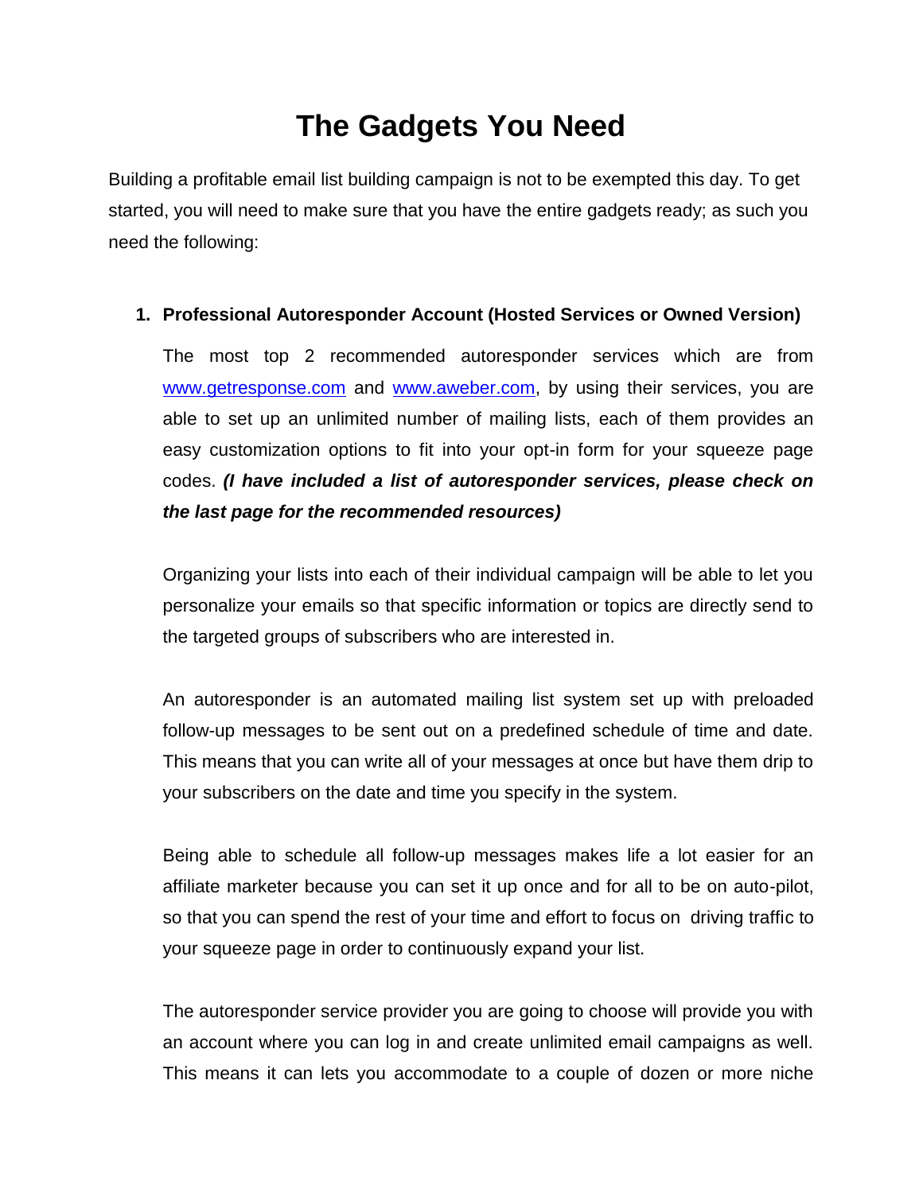# The Gadgets You Need

Building a profitable email list building campaign is not to be exempted this day. To get started, you will need to make sure that you have the entire gadgets ready; as such you need the following:

1. **Professional Autoresponder Account (Hosted Services or Owned Version)**

   The most top 2 recommended autoresponder services which are from www.getresponse.com and www.aweber.com, by using their services, you are able to set up an unlimited number of mailing lists, each of them provides an easy customization options to fit into your opt-in form for your squeeze page codes. ***(I have included a list of autoresponder services, please check on the last page for the recommended resources)***

   Organizing your lists into each of their individual campaign will be able to let you personalize your emails so that specific information or topics are directly send to the targeted groups of subscribers who are interested in.

   An autoresponder is an automated mailing list system set up with preloaded follow-up messages to be sent out on a predefined schedule of time and date. This means that you can write all of your messages at once but have them drip to your subscribers on the date and time you specify in the system.

   Being able to schedule all follow-up messages makes life a lot easier for an affiliate marketer because you can set it up once and for all to be on auto-pilot, so that you can spend the rest of your time and effort to focus on driving traffic to your squeeze page in order to continuously expand your list.

   The autoresponder service provider you are going to choose will provide you with an account where you can log in and create unlimited email campaigns as well. This means it can lets you accommodate to a couple of dozen or more niche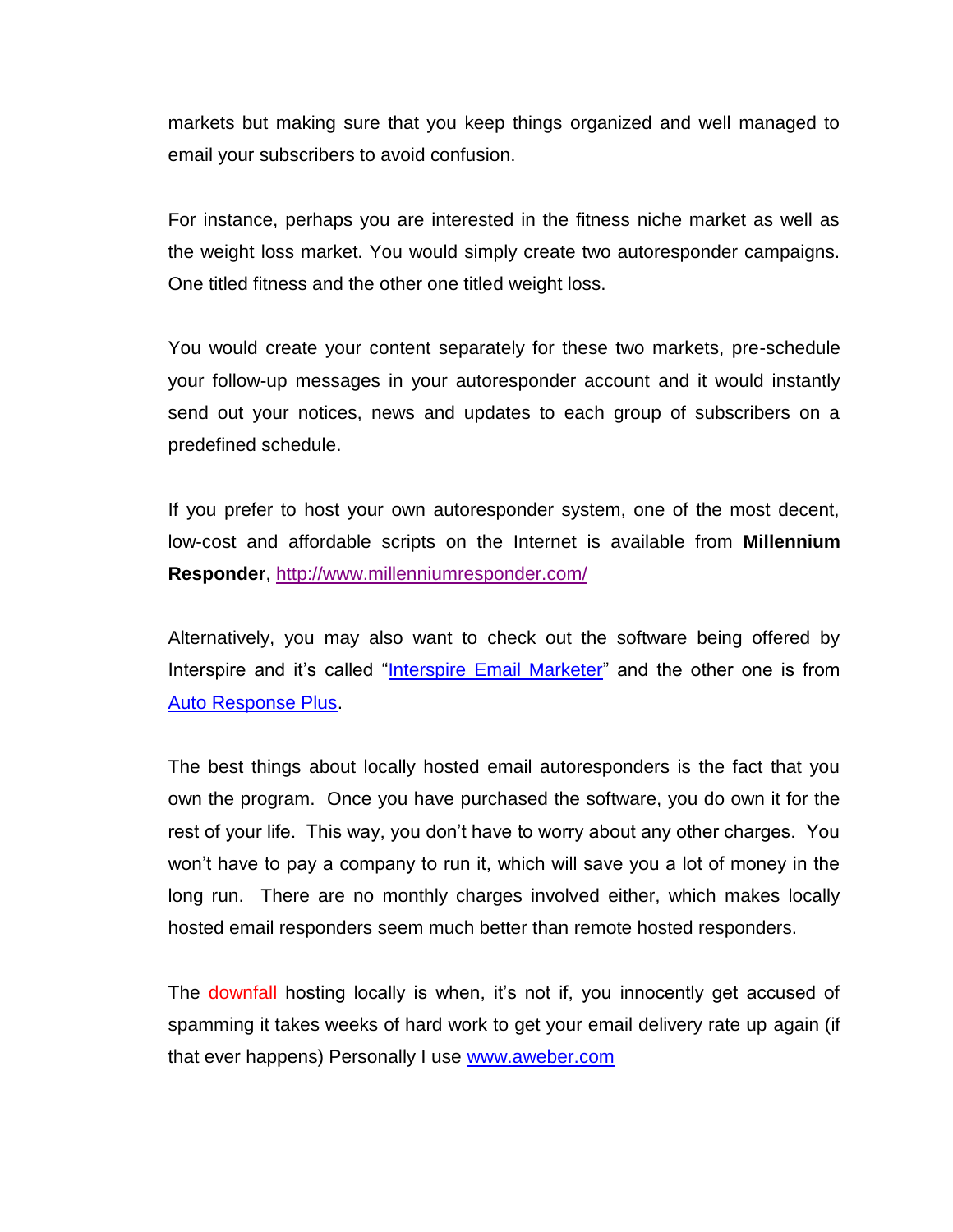markets but making sure that you keep things organized and well managed to email your subscribers to avoid confusion.

For instance, perhaps you are interested in the fitness niche market as well as the weight loss market. You would simply create two autoresponder campaigns. One titled fitness and the other one titled weight loss.

You would create your content separately for these two markets, pre-schedule your follow-up messages in your autoresponder account and it would instantly send out your notices, news and updates to each group of subscribers on a predefined schedule.

If you prefer to host your own autoresponder system, one of the most decent, low-cost and affordable scripts on the Internet is available from **Millennium Responder**, [http://www.millenniumresponder.com/](http://www.millenniumresponder.com/)

Alternatively, you may also want to check out the software being offered by Interspire and it's called "Interspire Email Marketer" and the other one is from Auto Response Plus.

The best things about locally hosted email autoresponders is the fact that you own the program. Once you have purchased the software, you do own it for the rest of your life. This way, you don't have to worry about any other charges. You won't have to pay a company to run it, which will save you a lot of money in the long run. There are no monthly charges involved either, which makes locally hosted email responders seem much better than remote hosted responders.

The downfall hosting locally is when, it's not if, you innocently get accused of spamming it takes weeks of hard work to get your email delivery rate up again (if that ever happens) Personally I use [www.aweber.com](http://www.aweber.com)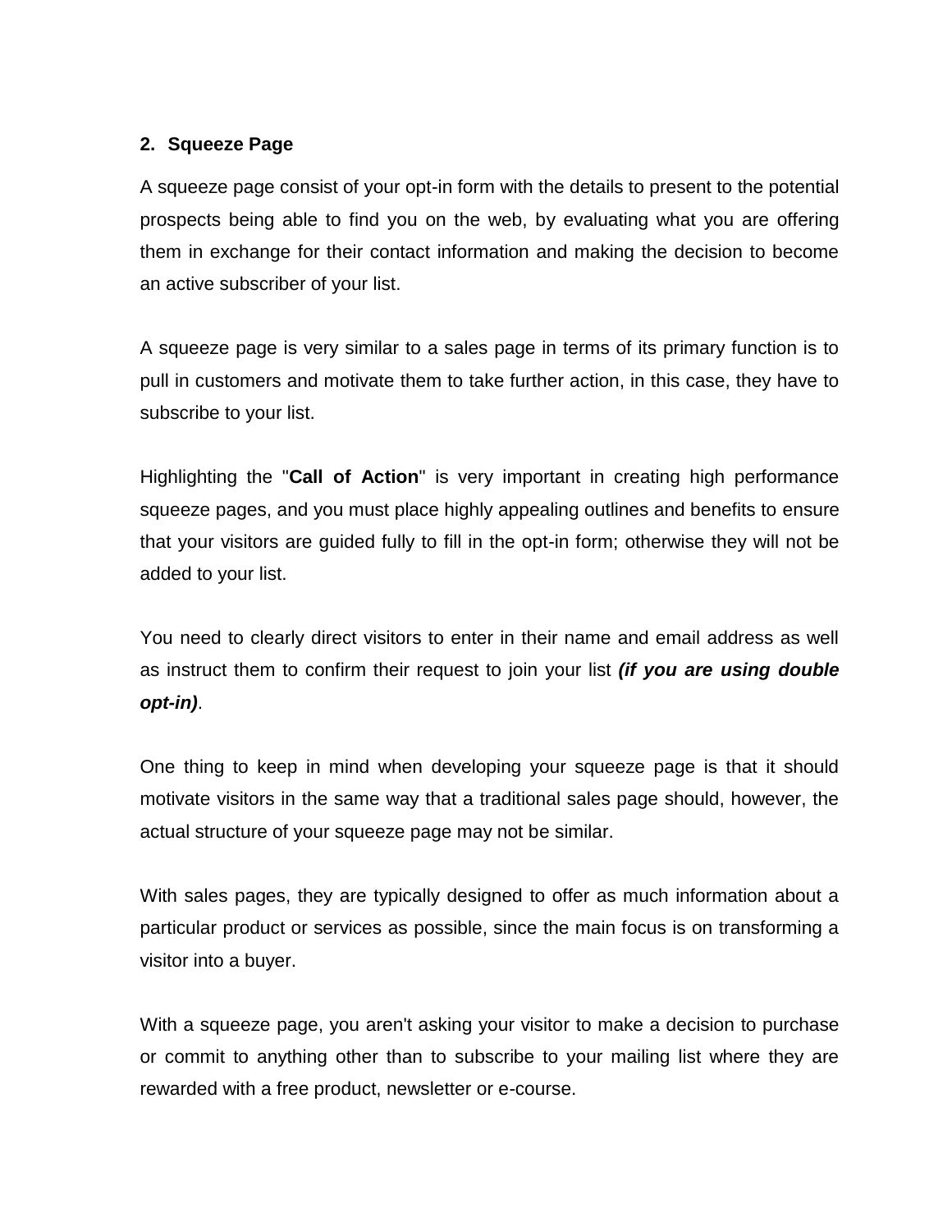## 2. Squeeze Page

A squeeze page consist of your opt-in form with the details to present to the potential prospects being able to find you on the web, by evaluating what you are offering them in exchange for their contact information and making the decision to become an active subscriber of your list.

A squeeze page is very similar to a sales page in terms of its primary function is to pull in customers and motivate them to take further action, in this case, they have to subscribe to your list.

Highlighting the "**Call of Action**" is very important in creating high performance squeeze pages, and you must place highly appealing outlines and benefits to ensure that your visitors are guided fully to fill in the opt-in form; otherwise they will not be added to your list.

You need to clearly direct visitors to enter in their name and email address as well as instruct them to confirm their request to join your list ***(if you are using double opt-in)***.

One thing to keep in mind when developing your squeeze page is that it should motivate visitors in the same way that a traditional sales page should, however, the actual structure of your squeeze page may not be similar.

With sales pages, they are typically designed to offer as much information about a particular product or services as possible, since the main focus is on transforming a visitor into a buyer.

With a squeeze page, you aren't asking your visitor to make a decision to purchase or commit to anything other than to subscribe to your mailing list where they are rewarded with a free product, newsletter or e-course.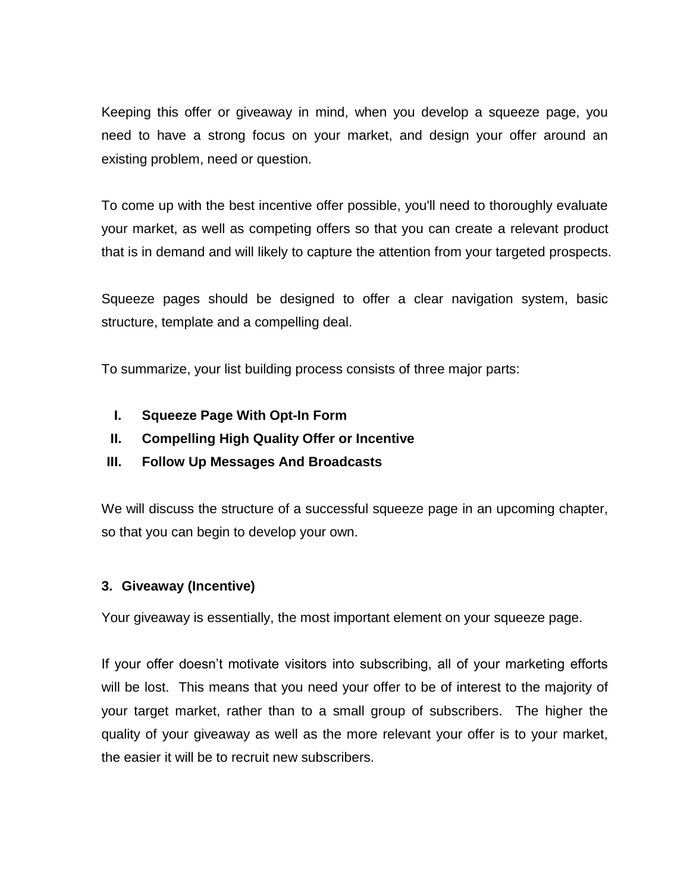Keeping this offer or giveaway in mind, when you develop a squeeze page, you need to have a strong focus on your market, and design your offer around an existing problem, need or question.

To come up with the best incentive offer possible, you'll need to thoroughly evaluate your market, as well as competing offers so that you can create a relevant product that is in demand and will likely to capture the attention from your targeted prospects.

Squeeze pages should be designed to offer a clear navigation system, basic structure, template and a compelling deal.

To summarize, your list building process consists of three major parts:

I. **Squeeze Page With Opt-In Form**
II. **Compelling High Quality Offer or Incentive**
III. **Follow Up Messages And Broadcasts**

We will discuss the structure of a successful squeeze page in an upcoming chapter, so that you can begin to develop your own.

### 3. Giveaway (Incentive)

Your giveaway is essentially, the most important element on your squeeze page.

If your offer doesn't motivate visitors into subscribing, all of your marketing efforts will be lost. This means that you need your offer to be of interest to the majority of your target market, rather than to a small group of subscribers. The higher the quality of your giveaway as well as the more relevant your offer is to your market, the easier it will be to recruit new subscribers.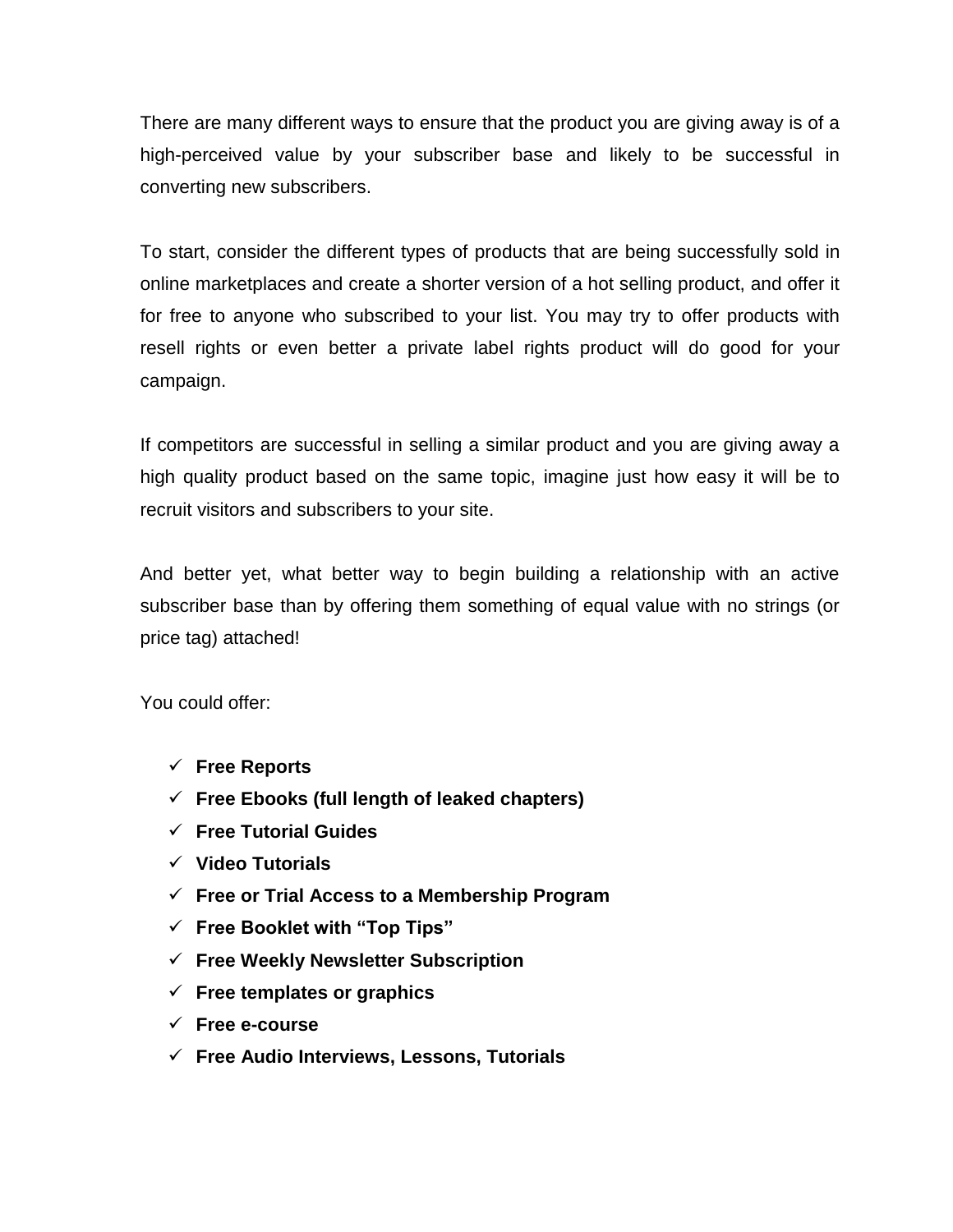There are many different ways to ensure that the product you are giving away is of a high-perceived value by your subscriber base and likely to be successful in converting new subscribers.

To start, consider the different types of products that are being successfully sold in online marketplaces and create a shorter version of a hot selling product, and offer it for free to anyone who subscribed to your list. You may try to offer products with resell rights or even better a private label rights product will do good for your campaign.

If competitors are successful in selling a similar product and you are giving away a high quality product based on the same topic, imagine just how easy it will be to recruit visitors and subscribers to your site.

And better yet, what better way to begin building a relationship with an active subscriber base than by offering them something of equal value with no strings (or price tag) attached!

You could offer:

- ✓ **Free Reports**
- ✓ **Free Ebooks (full length of leaked chapters)**
- ✓ **Free Tutorial Guides**
- ✓ **Video Tutorials**
- ✓ **Free or Trial Access to a Membership Program**
- ✓ **Free Booklet with "Top Tips"**
- ✓ **Free Weekly Newsletter Subscription**
- ✓ **Free templates or graphics**
- ✓ **Free e-course**
- ✓ **Free Audio Interviews, Lessons, Tutorials**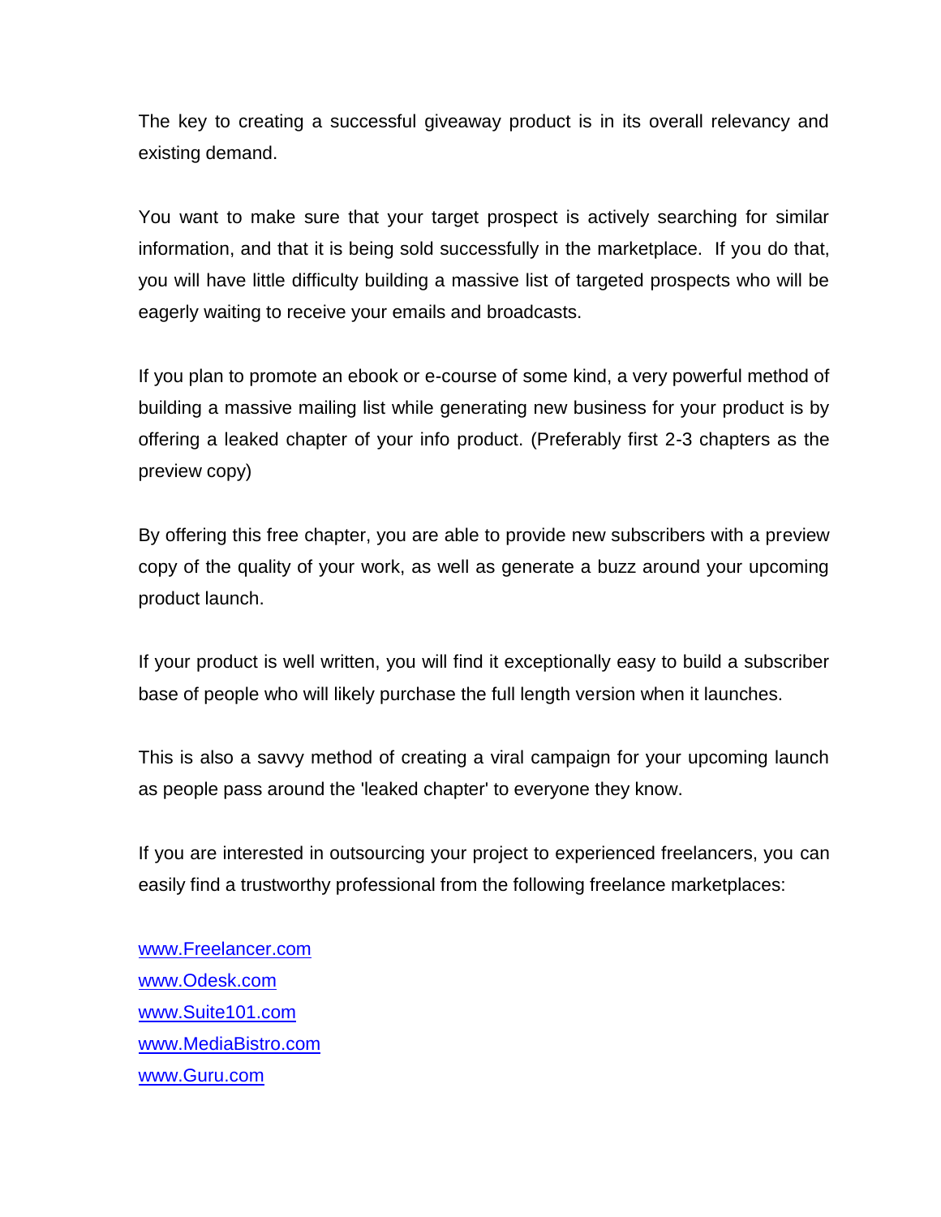The key to creating a successful giveaway product is in its overall relevancy and existing demand.

You want to make sure that your target prospect is actively searching for similar information, and that it is being sold successfully in the marketplace. If you do that, you will have little difficulty building a massive list of targeted prospects who will be eagerly waiting to receive your emails and broadcasts.

If you plan to promote an ebook or e-course of some kind, a very powerful method of building a massive mailing list while generating new business for your product is by offering a leaked chapter of your info product. (Preferably first 2-3 chapters as the preview copy)

By offering this free chapter, you are able to provide new subscribers with a preview copy of the quality of your work, as well as generate a buzz around your upcoming product launch.

If your product is well written, you will find it exceptionally easy to build a subscriber base of people who will likely purchase the full length version when it launches.

This is also a savvy method of creating a viral campaign for your upcoming launch as people pass around the 'leaked chapter' to everyone they know.

If you are interested in outsourcing your project to experienced freelancers, you can easily find a trustworthy professional from the following freelance marketplaces:

[www.Freelancer.com](http://www.Freelancer.com)
[www.Odesk.com](http://www.Odesk.com)
[www.Suite101.com](http://www.Suite101.com)
[www.MediaBistro.com](http://www.MediaBistro.com)
[www.Guru.com](http://www.Guru.com)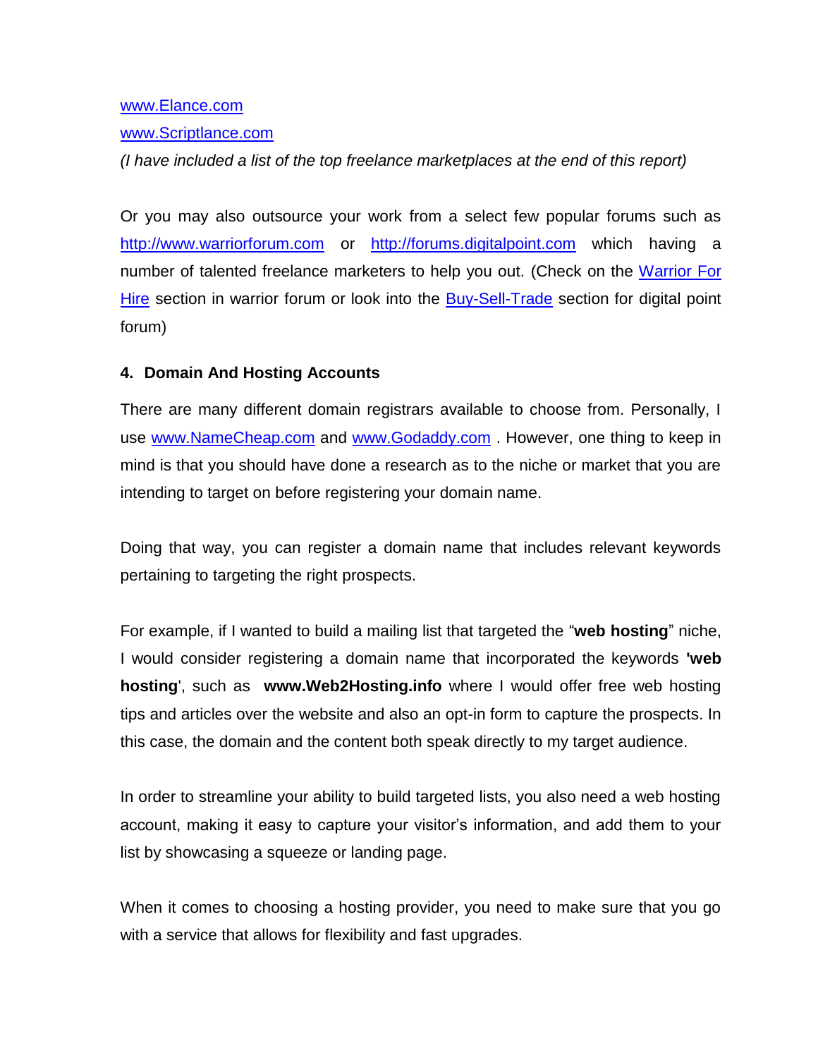[www.Elance.com](http://www.Elance.com)

[www.Scriptlance.com](http://www.Scriptlance.com)

*(I have included a list of the top freelance marketplaces at the end of this report)*

Or you may also outsource your work from a select few popular forums such as [http://www.warriorforum.com](http://www.warriorforum.com) or [http://forums.digitalpoint.com](http://forums.digitalpoint.com) which having a number of talented freelance marketers to help you out. (Check on the Warrior For Hire section in warrior forum or look into the Buy-Sell-Trade section for digital point forum)

### 4. Domain And Hosting Accounts

There are many different domain registrars available to choose from. Personally, I use [www.NameCheap.com](http://www.NameCheap.com) and [www.Godaddy.com](http://www.Godaddy.com) . However, one thing to keep in mind is that you should have done a research as to the niche or market that you are intending to target on before registering your domain name.

Doing that way, you can register a domain name that includes relevant keywords pertaining to targeting the right prospects.

For example, if I wanted to build a mailing list that targeted the "**web hosting**" niche, I would consider registering a domain name that incorporated the keywords **'web hosting**', such as **www.Web2Hosting.info** where I would offer free web hosting tips and articles over the website and also an opt-in form to capture the prospects. In this case, the domain and the content both speak directly to my target audience.

In order to streamline your ability to build targeted lists, you also need a web hosting account, making it easy to capture your visitor's information, and add them to your list by showcasing a squeeze or landing page.

When it comes to choosing a hosting provider, you need to make sure that you go with a service that allows for flexibility and fast upgrades.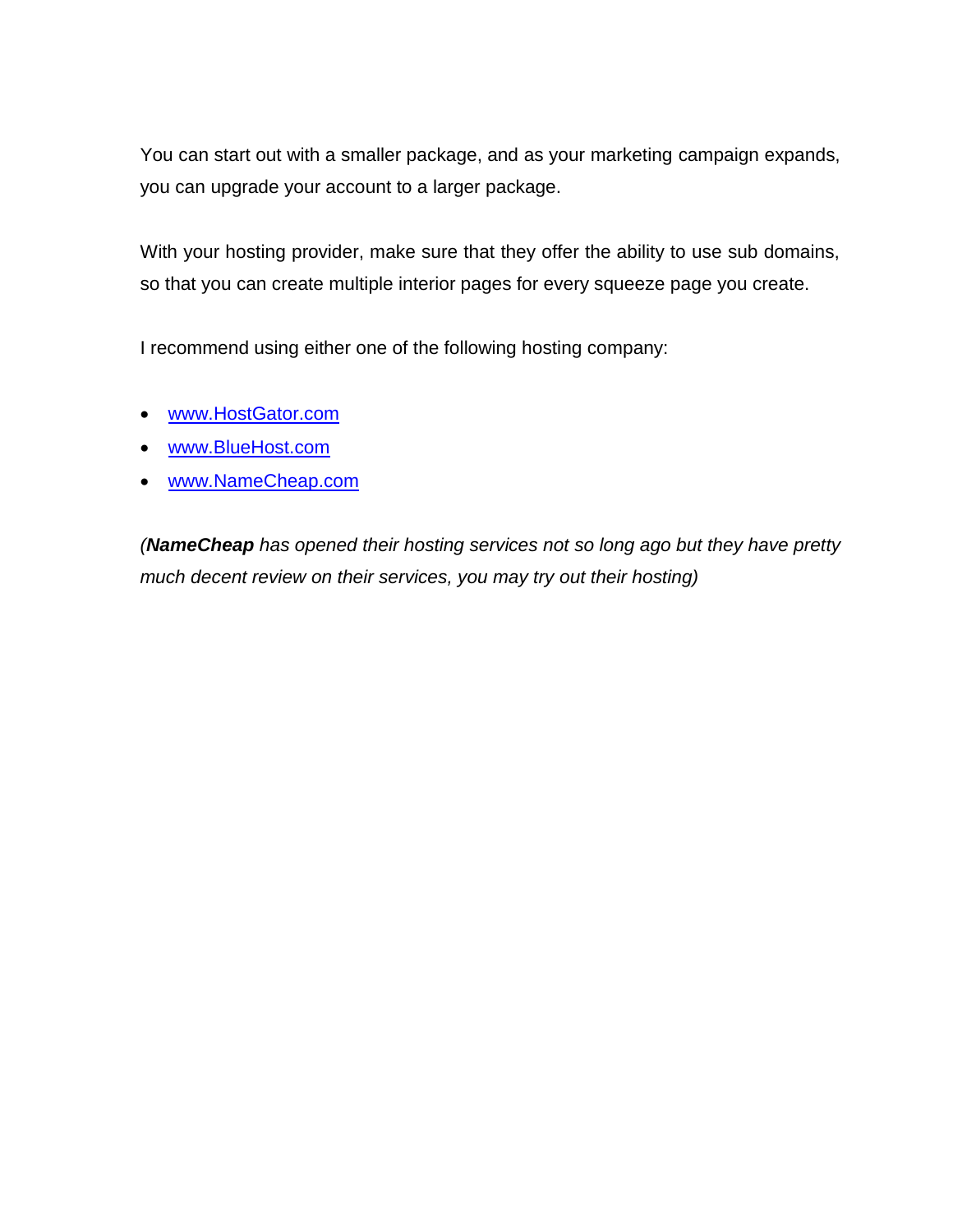You can start out with a smaller package, and as your marketing campaign expands, you can upgrade your account to a larger package.

With your hosting provider, make sure that they offer the ability to use sub domains, so that you can create multiple interior pages for every squeeze page you create.

I recommend using either one of the following hosting company:

- www.HostGator.com
- www.BlueHost.com
- www.NameCheap.com

*(**NameCheap** has opened their hosting services not so long ago but they have pretty much decent review on their services, you may try out their hosting)*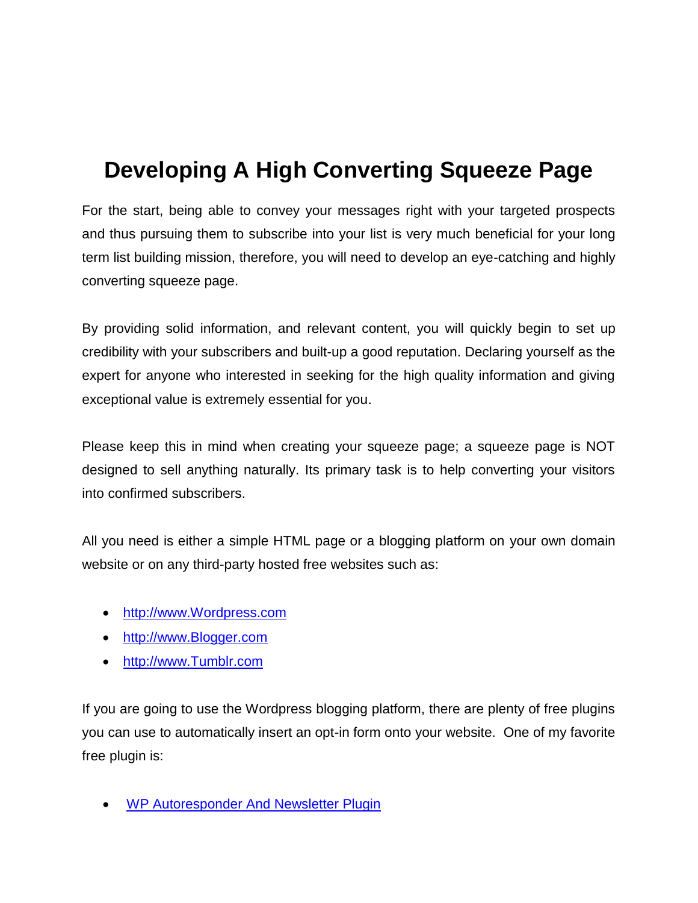# Developing A High Converting Squeeze Page

For the start, being able to convey your messages right with your targeted prospects and thus pursuing them to subscribe into your list is very much beneficial for your long term list building mission, therefore, you will need to develop an eye-catching and highly converting squeeze page.

By providing solid information, and relevant content, you will quickly begin to set up credibility with your subscribers and built-up a good reputation. Declaring yourself as the expert for anyone who interested in seeking for the high quality information and giving exceptional value is extremely essential for you.

Please keep this in mind when creating your squeeze page; a squeeze page is NOT designed to sell anything naturally. Its primary task is to help converting your visitors into confirmed subscribers.

All you need is either a simple HTML page or a blogging platform on your own domain website or on any third-party hosted free websites such as:

- http://www.Wordpress.com
- http://www.Blogger.com
- http://www.Tumblr.com

If you are going to use the Wordpress blogging platform, there are plenty of free plugins you can use to automatically insert an opt-in form onto your website. One of my favorite free plugin is:

- WP Autoresponder And Newsletter Plugin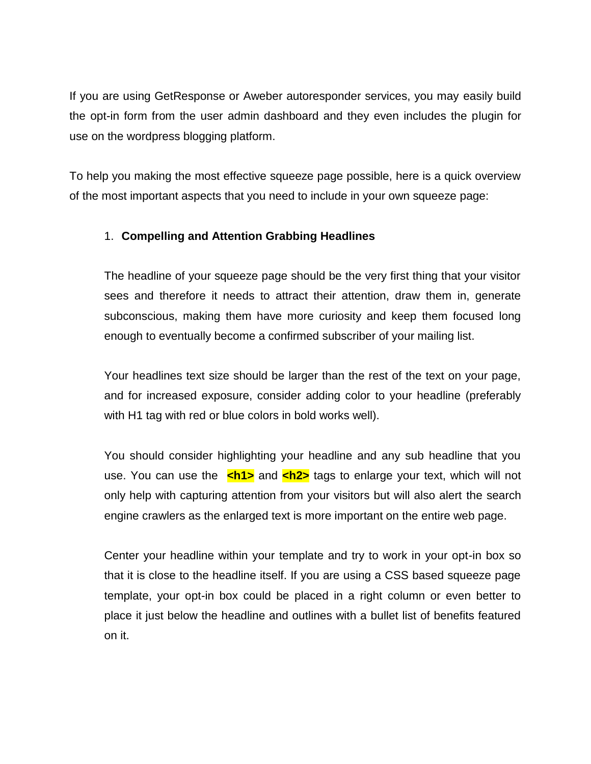If you are using GetResponse or Aweber autoresponder services, you may easily build the opt-in form from the user admin dashboard and they even includes the plugin for use on the wordpress blogging platform.

To help you making the most effective squeeze page possible, here is a quick overview of the most important aspects that you need to include in your own squeeze page:

1. **Compelling and Attention Grabbing Headlines**

   The headline of your squeeze page should be the very first thing that your visitor sees and therefore it needs to attract their attention, draw them in, generate subconscious, making them have more curiosity and keep them focused long enough to eventually become a confirmed subscriber of your mailing list.

   Your headlines text size should be larger than the rest of the text on your page, and for increased exposure, consider adding color to your headline (preferably with H1 tag with red or blue colors in bold works well).

   You should consider highlighting your headline and any sub headline that you use. You can use the **<h1>** and **<h2>** tags to enlarge your text, which will not only help with capturing attention from your visitors but will also alert the search engine crawlers as the enlarged text is more important on the entire web page.

   Center your headline within your template and try to work in your opt-in box so that it is close to the headline itself. If you are using a CSS based squeeze page template, your opt-in box could be placed in a right column or even better to place it just below the headline and outlines with a bullet list of benefits featured on it.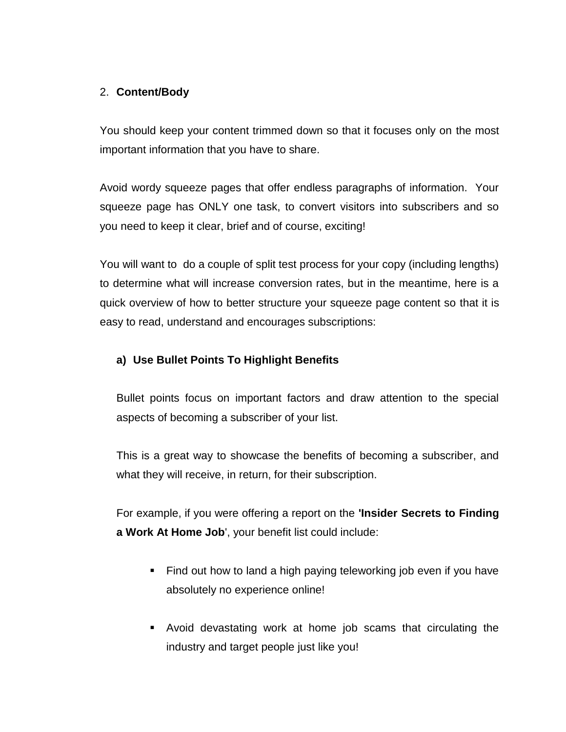2. **Content/Body**

You should keep your content trimmed down so that it focuses only on the most important information that you have to share.

Avoid wordy squeeze pages that offer endless paragraphs of information. Your squeeze page has ONLY one task, to convert visitors into subscribers and so you need to keep it clear, brief and of course, exciting!

You will want to do a couple of split test process for your copy (including lengths) to determine what will increase conversion rates, but in the meantime, here is a quick overview of how to better structure your squeeze page content so that it is easy to read, understand and encourages subscriptions:

**a) Use Bullet Points To Highlight Benefits**

Bullet points focus on important factors and draw attention to the special aspects of becoming a subscriber of your list.

This is a great way to showcase the benefits of becoming a subscriber, and what they will receive, in return, for their subscription.

For example, if you were offering a report on the **'Insider Secrets to Finding a Work At Home Job**', your benefit list could include:

- Find out how to land a high paying teleworking job even if you have absolutely no experience online!

- Avoid devastating work at home job scams that circulating the industry and target people just like you!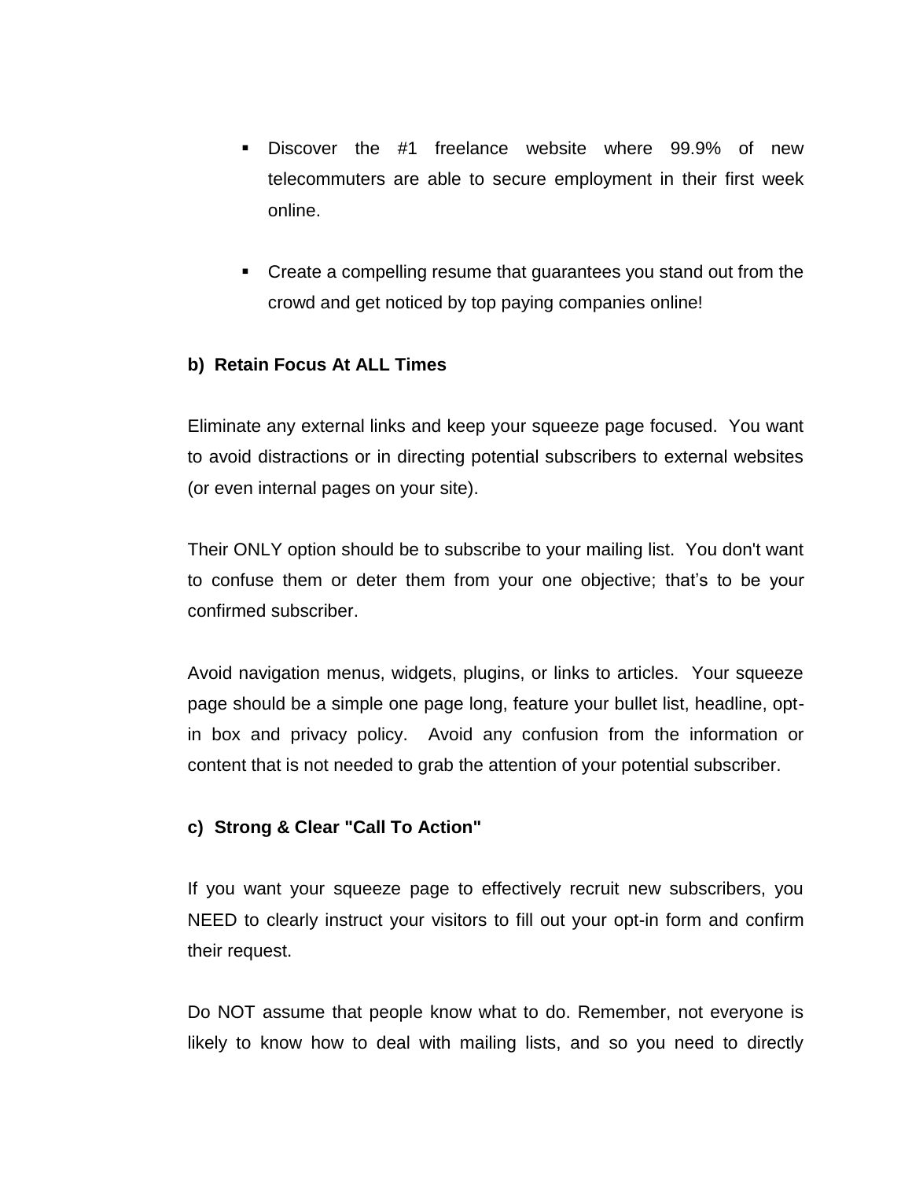- Discover the #1 freelance website where 99.9% of new telecommuters are able to secure employment in their first week online.

- Create a compelling resume that guarantees you stand out from the crowd and get noticed by top paying companies online!

**b) Retain Focus At ALL Times**

Eliminate any external links and keep your squeeze page focused. You want to avoid distractions or in directing potential subscribers to external websites (or even internal pages on your site).

Their ONLY option should be to subscribe to your mailing list. You don't want to confuse them or deter them from your one objective; that's to be your confirmed subscriber.

Avoid navigation menus, widgets, plugins, or links to articles. Your squeeze page should be a simple one page long, feature your bullet list, headline, opt-in box and privacy policy. Avoid any confusion from the information or content that is not needed to grab the attention of your potential subscriber.

**c) Strong & Clear "Call To Action"**

If you want your squeeze page to effectively recruit new subscribers, you NEED to clearly instruct your visitors to fill out your opt-in form and confirm their request.

Do NOT assume that people know what to do. Remember, not everyone is likely to know how to deal with mailing lists, and so you need to directly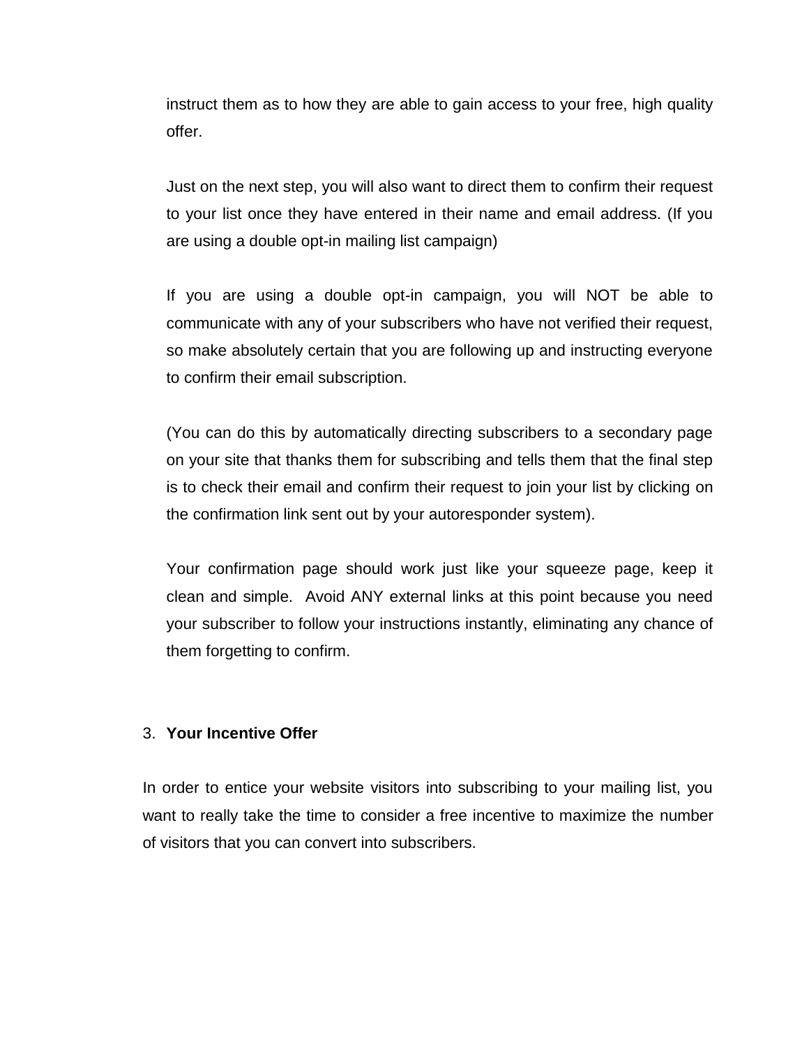instruct them as to how they are able to gain access to your free, high quality offer.

Just on the next step, you will also want to direct them to confirm their request to your list once they have entered in their name and email address. (If you are using a double opt-in mailing list campaign)

If you are using a double opt-in campaign, you will NOT be able to communicate with any of your subscribers who have not verified their request, so make absolutely certain that you are following up and instructing everyone to confirm their email subscription.

(You can do this by automatically directing subscribers to a secondary page on your site that thanks them for subscribing and tells them that the final step is to check their email and confirm their request to join your list by clicking on the confirmation link sent out by your autoresponder system).

Your confirmation page should work just like your squeeze page, keep it clean and simple. Avoid ANY external links at this point because you need your subscriber to follow your instructions instantly, eliminating any chance of them forgetting to confirm.

3. **Your Incentive Offer**

In order to entice your website visitors into subscribing to your mailing list, you want to really take the time to consider a free incentive to maximize the number of visitors that you can convert into subscribers.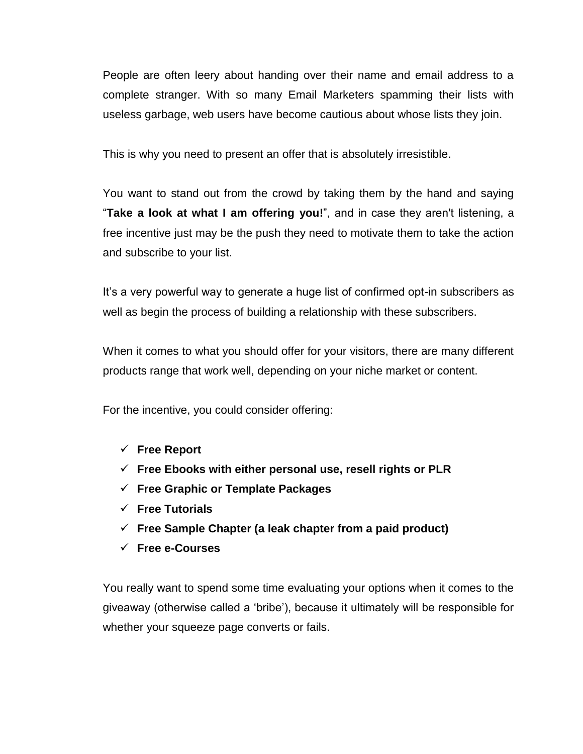People are often leery about handing over their name and email address to a complete stranger. With so many Email Marketers spamming their lists with useless garbage, web users have become cautious about whose lists they join.

This is why you need to present an offer that is absolutely irresistible.

You want to stand out from the crowd by taking them by the hand and saying "**Take a look at what I am offering you!**", and in case they aren't listening, a free incentive just may be the push they need to motivate them to take the action and subscribe to your list.

It's a very powerful way to generate a huge list of confirmed opt-in subscribers as well as begin the process of building a relationship with these subscribers.

When it comes to what you should offer for your visitors, there are many different products range that work well, depending on your niche market or content.

For the incentive, you could consider offering:

- ✓ **Free Report**
- ✓ **Free Ebooks with either personal use, resell rights or PLR**
- ✓ **Free Graphic or Template Packages**
- ✓ **Free Tutorials**
- ✓ **Free Sample Chapter (a leak chapter from a paid product)**
- ✓ **Free e-Courses**

You really want to spend some time evaluating your options when it comes to the giveaway (otherwise called a 'bribe'), because it ultimately will be responsible for whether your squeeze page converts or fails.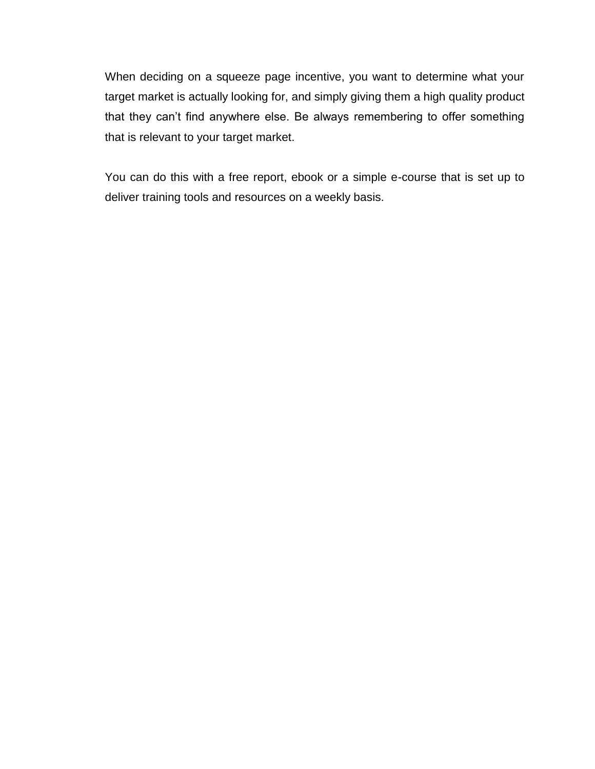When deciding on a squeeze page incentive, you want to determine what your target market is actually looking for, and simply giving them a high quality product that they can't find anywhere else. Be always remembering to offer something that is relevant to your target market.

You can do this with a free report, ebook or a simple e-course that is set up to deliver training tools and resources on a weekly basis.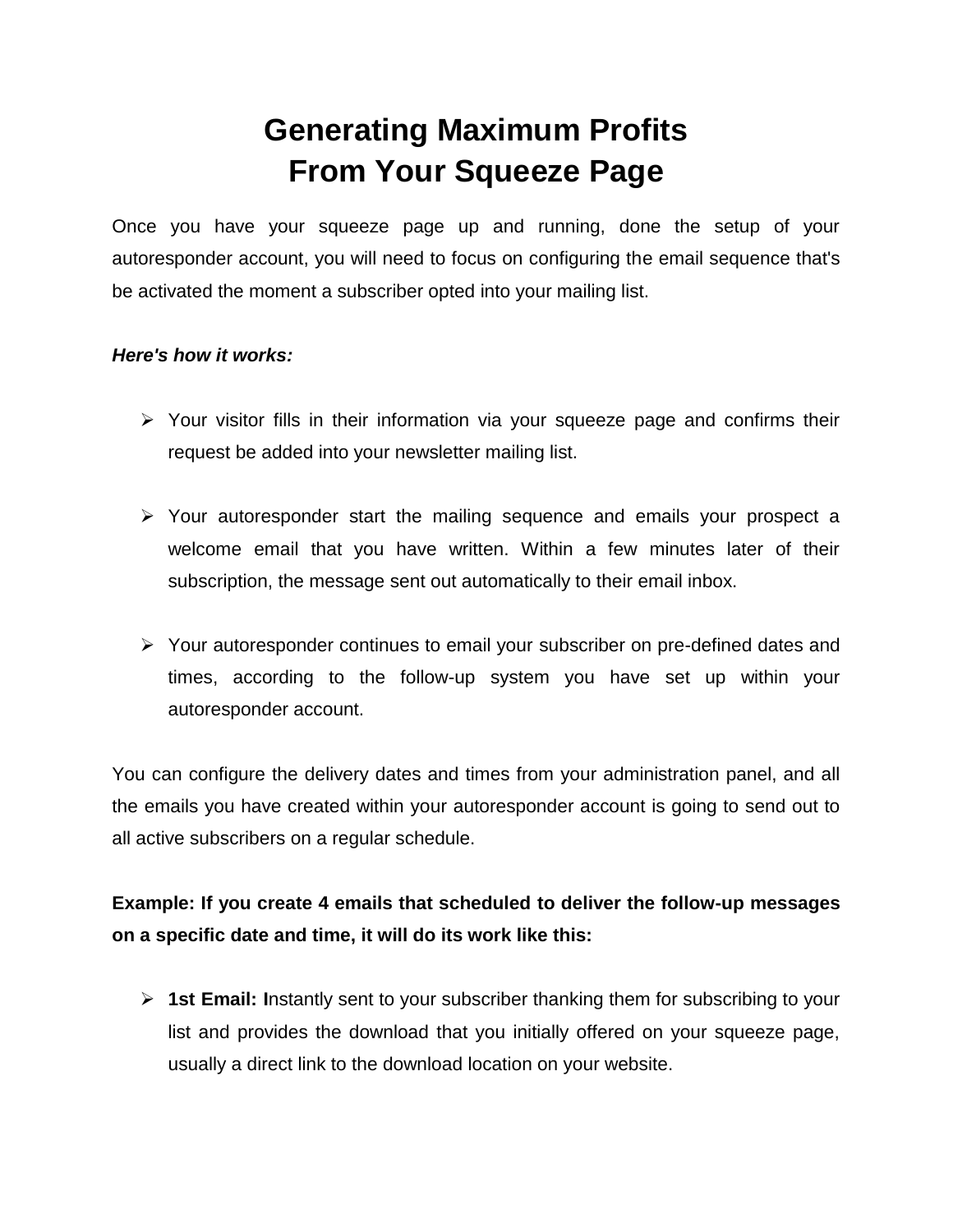# Generating Maximum Profits From Your Squeeze Page

Once you have your squeeze page up and running, done the setup of your autoresponder account, you will need to focus on configuring the email sequence that's be activated the moment a subscriber opted into your mailing list.

***Here's how it works:***

- Your visitor fills in their information via your squeeze page and confirms their request be added into your newsletter mailing list.
- Your autoresponder start the mailing sequence and emails your prospect a welcome email that you have written. Within a few minutes later of their subscription, the message sent out automatically to their email inbox.
- Your autoresponder continues to email your subscriber on pre-defined dates and times, according to the follow-up system you have set up within your autoresponder account.

You can configure the delivery dates and times from your administration panel, and all the emails you have created within your autoresponder account is going to send out to all active subscribers on a regular schedule.

**Example: If you create 4 emails that scheduled to deliver the follow-up messages on a specific date and time, it will do its work like this:**

- **1st Email: I**nstantly sent to your subscriber thanking them for subscribing to your list and provides the download that you initially offered on your squeeze page, usually a direct link to the download location on your website.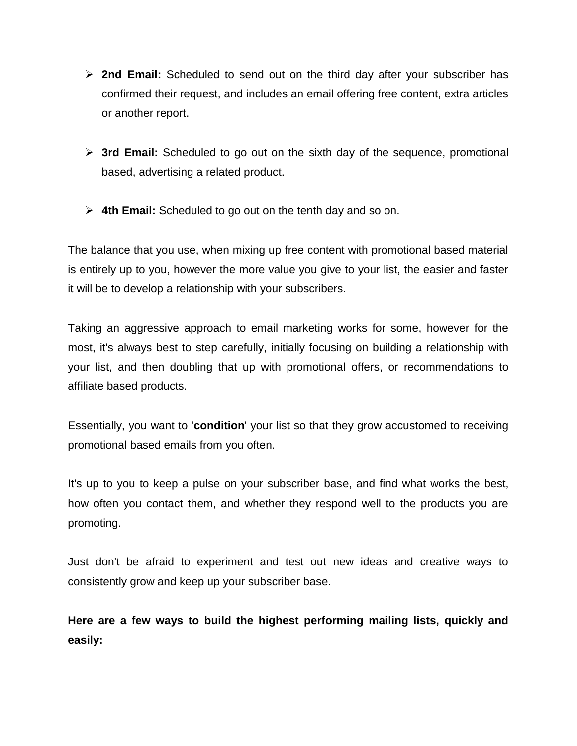- **2nd Email:** Scheduled to send out on the third day after your subscriber has confirmed their request, and includes an email offering free content, extra articles or another report.

- **3rd Email:** Scheduled to go out on the sixth day of the sequence, promotional based, advertising a related product.

- **4th Email:** Scheduled to go out on the tenth day and so on.

The balance that you use, when mixing up free content with promotional based material is entirely up to you, however the more value you give to your list, the easier and faster it will be to develop a relationship with your subscribers.

Taking an aggressive approach to email marketing works for some, however for the most, it's always best to step carefully, initially focusing on building a relationship with your list, and then doubling that up with promotional offers, or recommendations to affiliate based products.

Essentially, you want to '**condition**' your list so that they grow accustomed to receiving promotional based emails from you often.

It's up to you to keep a pulse on your subscriber base, and find what works the best, how often you contact them, and whether they respond well to the products you are promoting.

Just don't be afraid to experiment and test out new ideas and creative ways to consistently grow and keep up your subscriber base.

**Here are a few ways to build the highest performing mailing lists, quickly and easily:**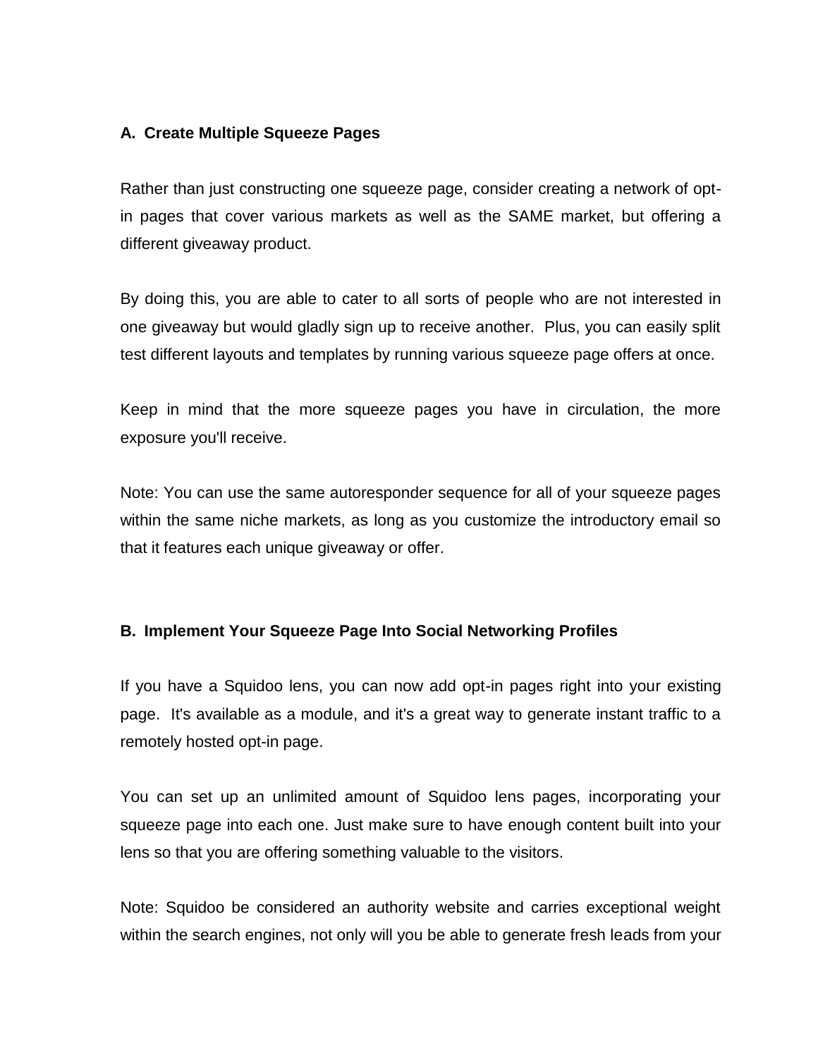**A. Create Multiple Squeeze Pages**

Rather than just constructing one squeeze page, consider creating a network of opt-in pages that cover various markets as well as the SAME market, but offering a different giveaway product.

By doing this, you are able to cater to all sorts of people who are not interested in one giveaway but would gladly sign up to receive another. Plus, you can easily split test different layouts and templates by running various squeeze page offers at once.

Keep in mind that the more squeeze pages you have in circulation, the more exposure you'll receive.

Note: You can use the same autoresponder sequence for all of your squeeze pages within the same niche markets, as long as you customize the introductory email so that it features each unique giveaway or offer.

**B. Implement Your Squeeze Page Into Social Networking Profiles**

If you have a Squidoo lens, you can now add opt-in pages right into your existing page. It's available as a module, and it's a great way to generate instant traffic to a remotely hosted opt-in page.

You can set up an unlimited amount of Squidoo lens pages, incorporating your squeeze page into each one. Just make sure to have enough content built into your lens so that you are offering something valuable to the visitors.

Note: Squidoo be considered an authority website and carries exceptional weight within the search engines, not only will you be able to generate fresh leads from your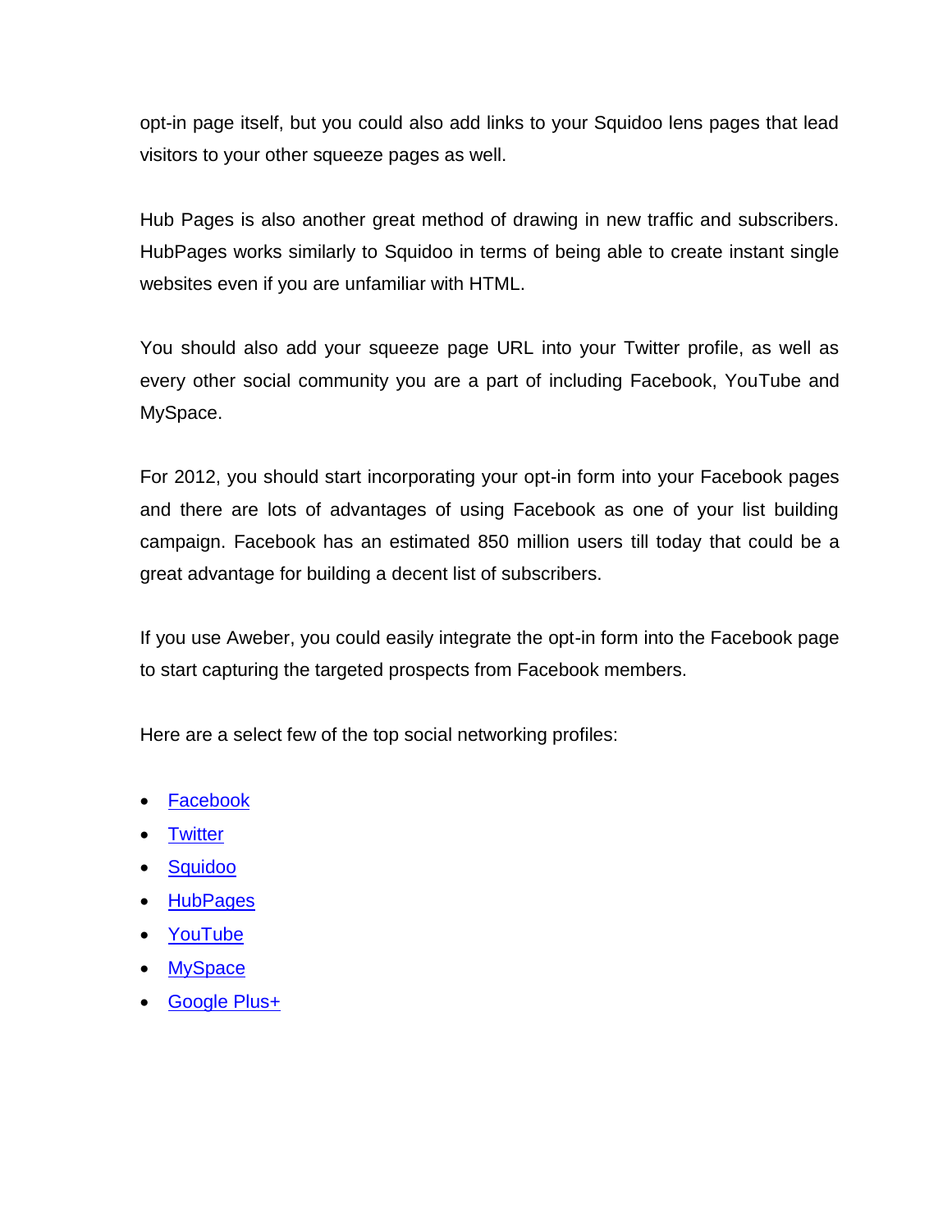opt-in page itself, but you could also add links to your Squidoo lens pages that lead visitors to your other squeeze pages as well.

Hub Pages is also another great method of drawing in new traffic and subscribers. HubPages works similarly to Squidoo in terms of being able to create instant single websites even if you are unfamiliar with HTML.

You should also add your squeeze page URL into your Twitter profile, as well as every other social community you are a part of including Facebook, YouTube and MySpace.

For 2012, you should start incorporating your opt-in form into your Facebook pages and there are lots of advantages of using Facebook as one of your list building campaign. Facebook has an estimated 850 million users till today that could be a great advantage for building a decent list of subscribers.

If you use Aweber, you could easily integrate the opt-in form into the Facebook page to start capturing the targeted prospects from Facebook members.

Here are a select few of the top social networking profiles:

- Facebook
- Twitter
- Squidoo
- HubPages
- YouTube
- MySpace
- Google Plus+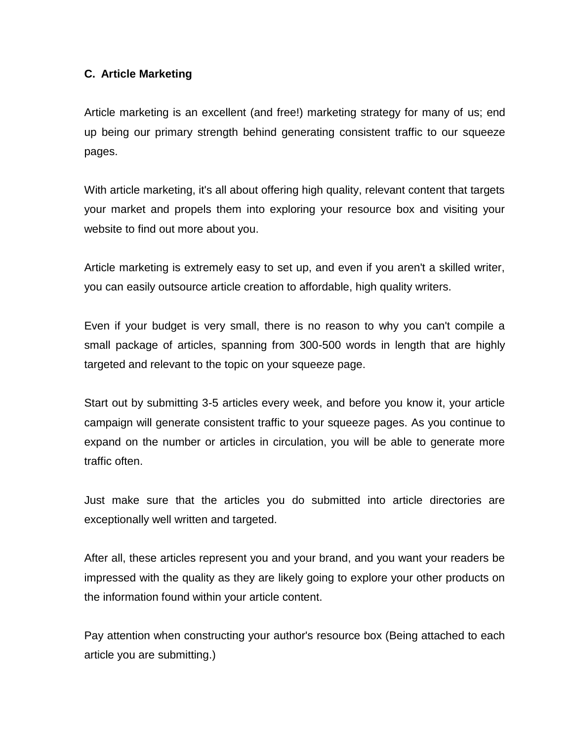### C. Article Marketing

Article marketing is an excellent (and free!) marketing strategy for many of us; end up being our primary strength behind generating consistent traffic to our squeeze pages.

With article marketing, it's all about offering high quality, relevant content that targets your market and propels them into exploring your resource box and visiting your website to find out more about you.

Article marketing is extremely easy to set up, and even if you aren't a skilled writer, you can easily outsource article creation to affordable, high quality writers.

Even if your budget is very small, there is no reason to why you can't compile a small package of articles, spanning from 300-500 words in length that are highly targeted and relevant to the topic on your squeeze page.

Start out by submitting 3-5 articles every week, and before you know it, your article campaign will generate consistent traffic to your squeeze pages. As you continue to expand on the number or articles in circulation, you will be able to generate more traffic often.

Just make sure that the articles you do submitted into article directories are exceptionally well written and targeted.

After all, these articles represent you and your brand, and you want your readers be impressed with the quality as they are likely going to explore your other products on the information found within your article content.

Pay attention when constructing your author's resource box (Being attached to each article you are submitting.)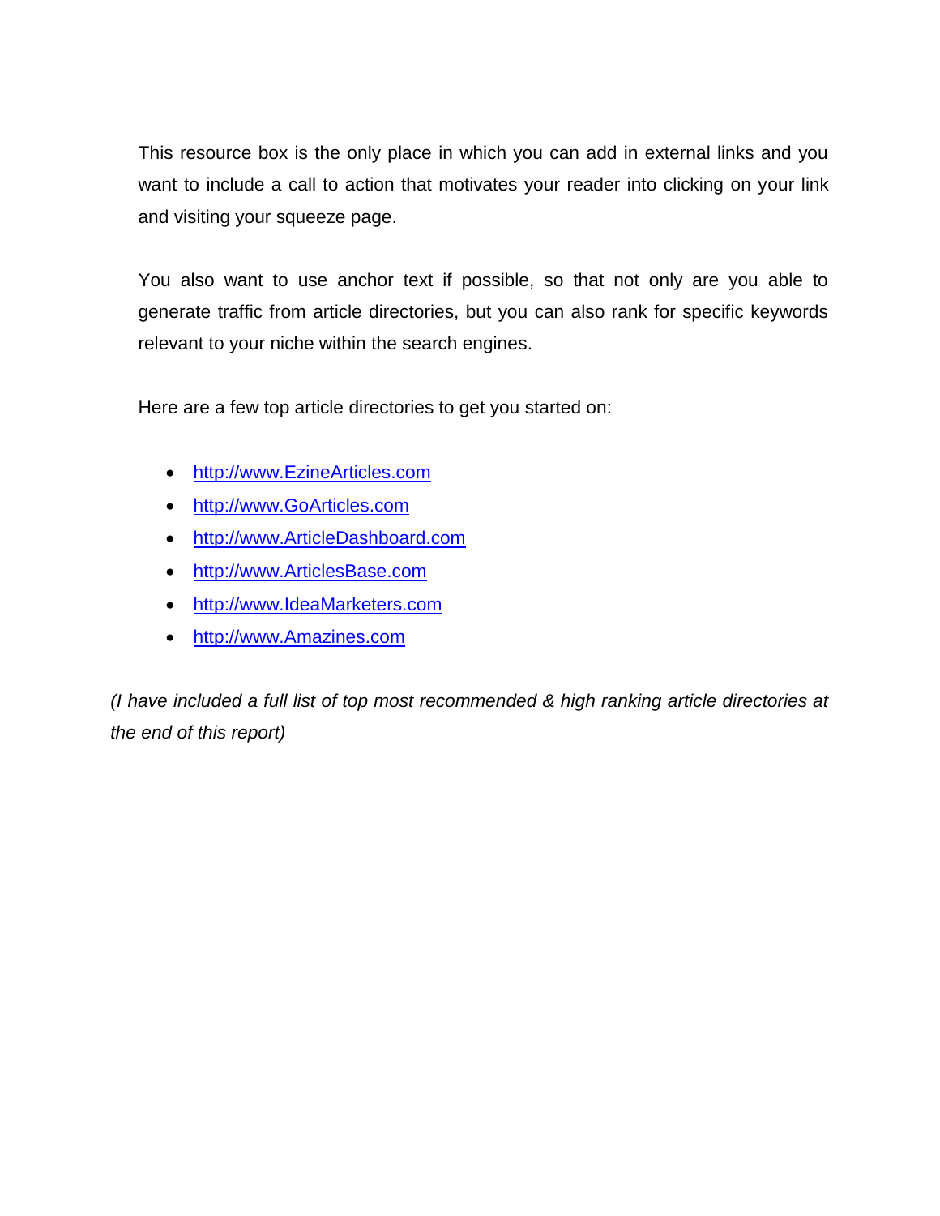This resource box is the only place in which you can add in external links and you want to include a call to action that motivates your reader into clicking on your link and visiting your squeeze page.

You also want to use anchor text if possible, so that not only are you able to generate traffic from article directories, but you can also rank for specific keywords relevant to your niche within the search engines.

Here are a few top article directories to get you started on:

- http://www.EzineArticles.com
- http://www.GoArticles.com
- http://www.ArticleDashboard.com
- http://www.ArticlesBase.com
- http://www.IdeaMarketers.com
- http://www.Amazines.com

*(I have included a full list of top most recommended & high ranking article directories at the end of this report)*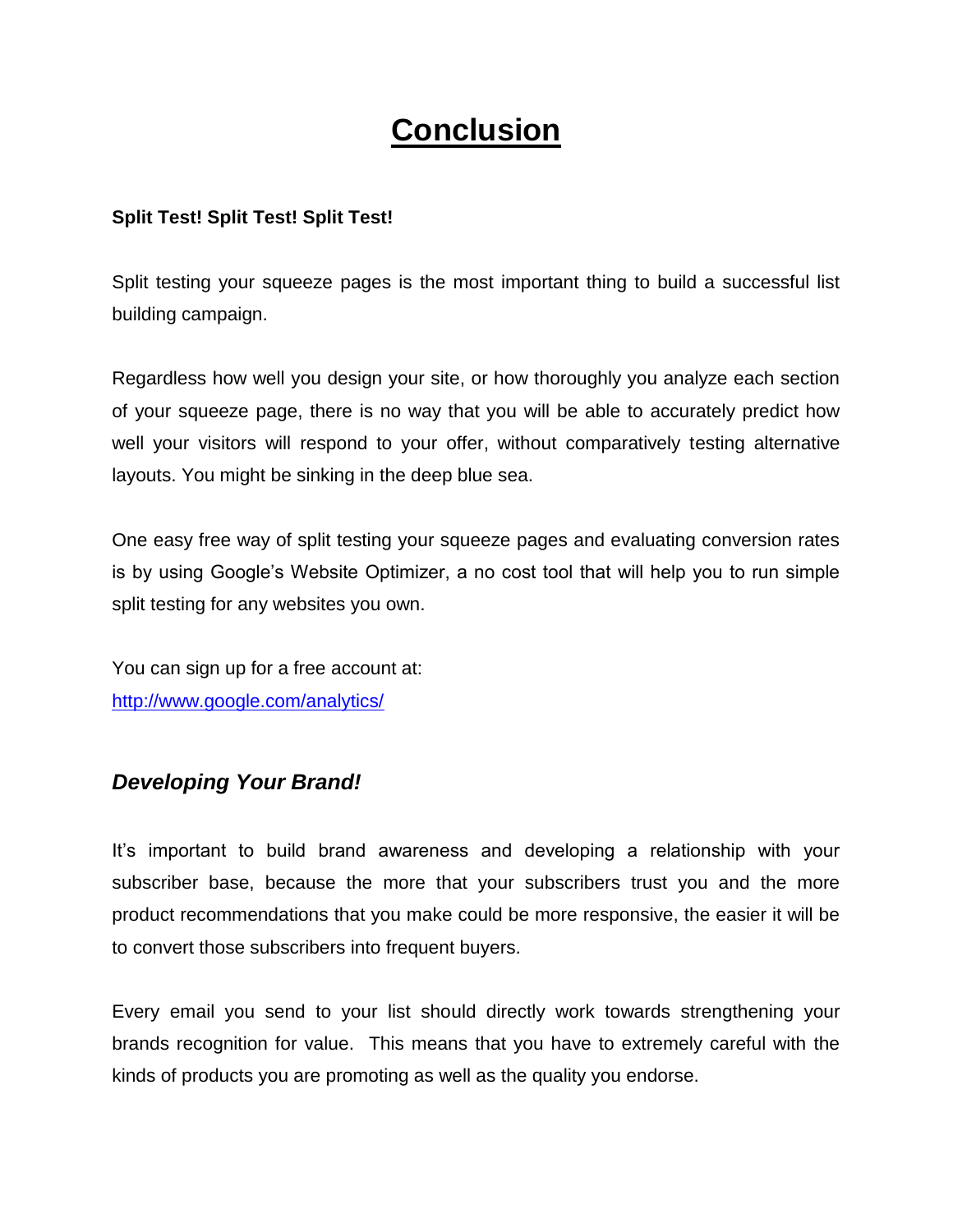# Conclusion

**Split Test! Split Test! Split Test!**

Split testing your squeeze pages is the most important thing to build a successful list building campaign.

Regardless how well you design your site, or how thoroughly you analyze each section of your squeeze page, there is no way that you will be able to accurately predict how well your visitors will respond to your offer, without comparatively testing alternative layouts. You might be sinking in the deep blue sea.

One easy free way of split testing your squeeze pages and evaluating conversion rates is by using Google's Website Optimizer, a no cost tool that will help you to run simple split testing for any websites you own.

You can sign up for a free account at:
[http://www.google.com/analytics/](http://www.google.com/analytics/)

## *Developing Your Brand!*

It's important to build brand awareness and developing a relationship with your subscriber base, because the more that your subscribers trust you and the more product recommendations that you make could be more responsive, the easier it will be to convert those subscribers into frequent buyers.

Every email you send to your list should directly work towards strengthening your brands recognition for value. This means that you have to extremely careful with the kinds of products you are promoting as well as the quality you endorse.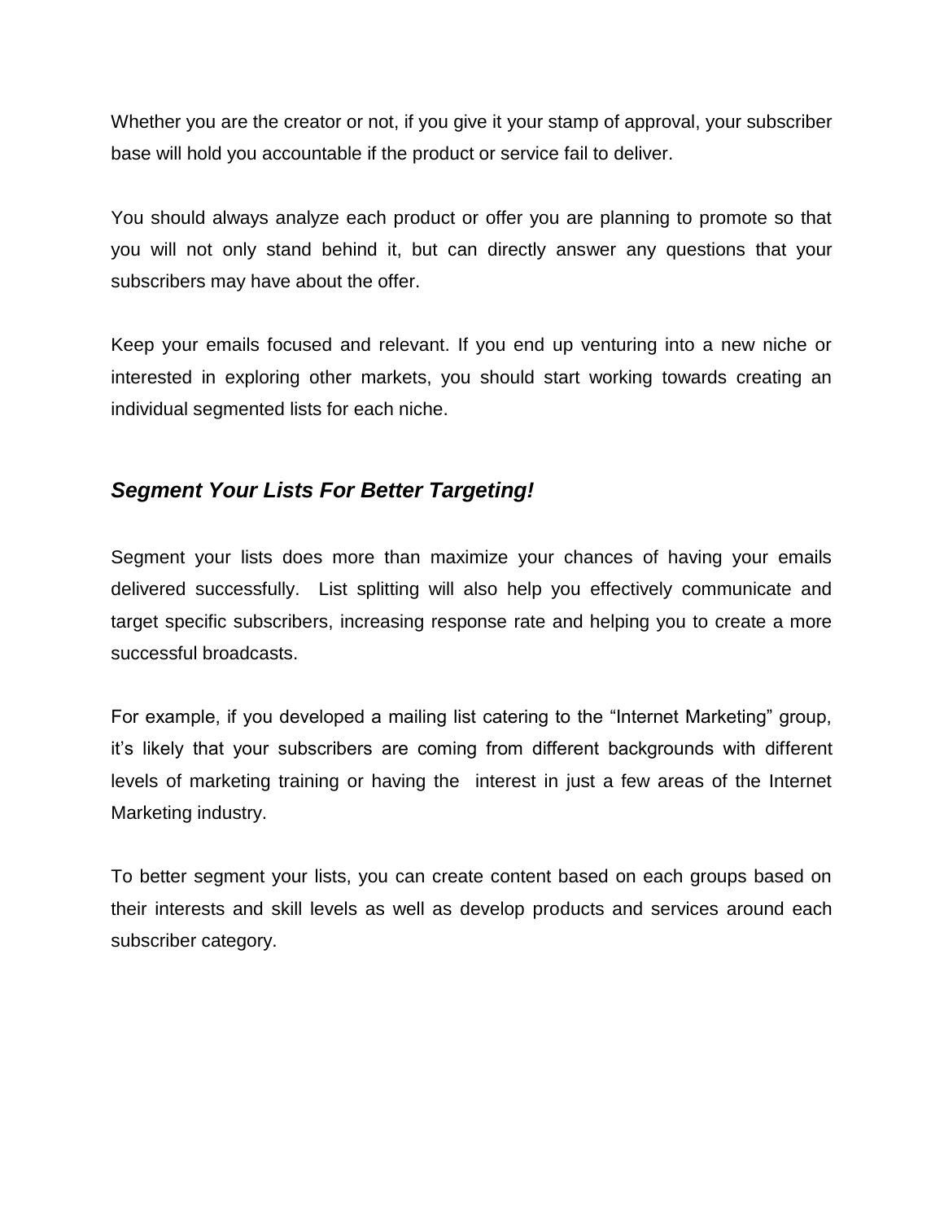Whether you are the creator or not, if you give it your stamp of approval, your subscriber base will hold you accountable if the product or service fail to deliver.

You should always analyze each product or offer you are planning to promote so that you will not only stand behind it, but can directly answer any questions that your subscribers may have about the offer.

Keep your emails focused and relevant. If you end up venturing into a new niche or interested in exploring other markets, you should start working towards creating an individual segmented lists for each niche.

## ***Segment Your Lists For Better Targeting!***

Segment your lists does more than maximize your chances of having your emails delivered successfully. List splitting will also help you effectively communicate and target specific subscribers, increasing response rate and helping you to create a more successful broadcasts.

For example, if you developed a mailing list catering to the "Internet Marketing" group, it's likely that your subscribers are coming from different backgrounds with different levels of marketing training or having the interest in just a few areas of the Internet Marketing industry.

To better segment your lists, you can create content based on each groups based on their interests and skill levels as well as develop products and services around each subscriber category.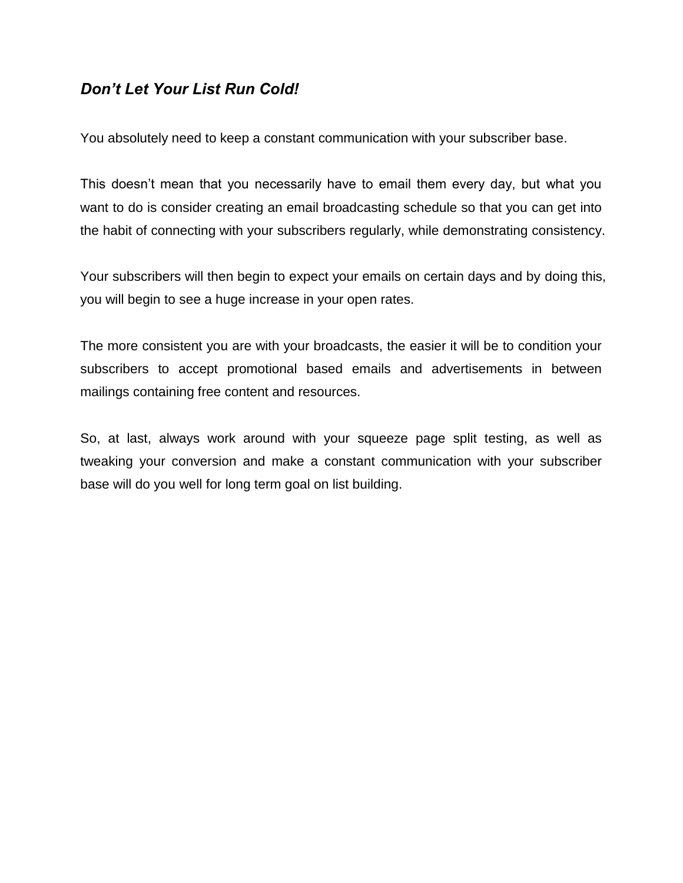### *Don't Let Your List Run Cold!*

You absolutely need to keep a constant communication with your subscriber base.

This doesn't mean that you necessarily have to email them every day, but what you want to do is consider creating an email broadcasting schedule so that you can get into the habit of connecting with your subscribers regularly, while demonstrating consistency.

Your subscribers will then begin to expect your emails on certain days and by doing this, you will begin to see a huge increase in your open rates.

The more consistent you are with your broadcasts, the easier it will be to condition your subscribers to accept promotional based emails and advertisements in between mailings containing free content and resources.

So, at last, always work around with your squeeze page split testing, as well as tweaking your conversion and make a constant communication with your subscriber base will do you well for long term goal on list building.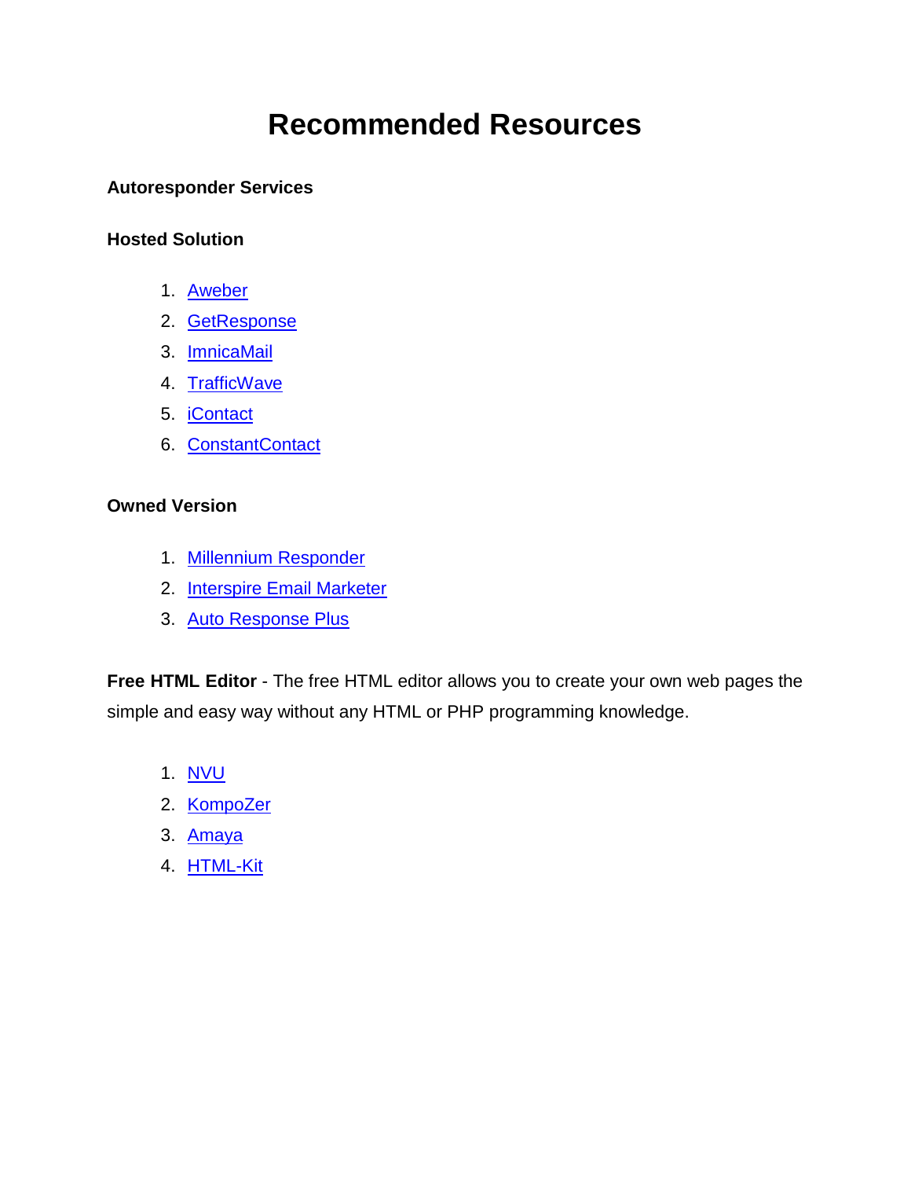# Recommended Resources

**Autoresponder Services**

**Hosted Solution**

1. Aweber
2. GetResponse
3. ImnicaMail
4. TrafficWave
5. iContact
6. ConstantContact

**Owned Version**

1. Millennium Responder
2. Interspire Email Marketer
3. Auto Response Plus

**Free HTML Editor** - The free HTML editor allows you to create your own web pages the simple and easy way without any HTML or PHP programming knowledge.

1. NVU
2. KompoZer
3. Amaya
4. HTML-Kit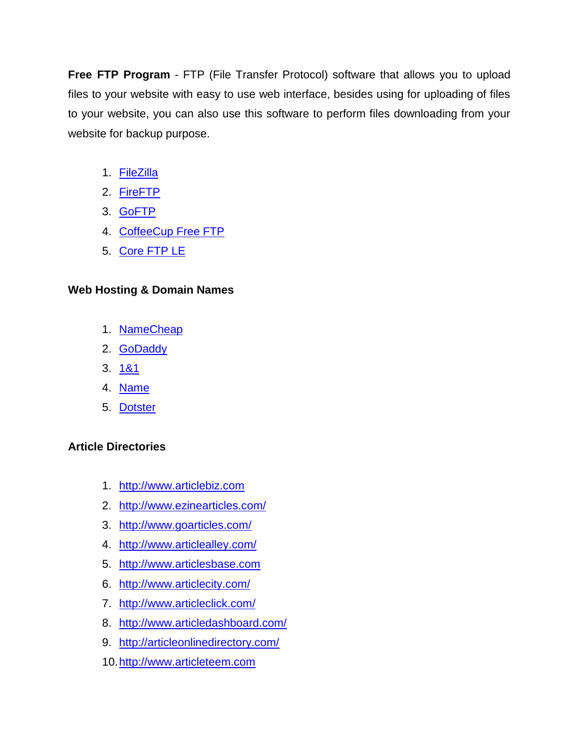**Free FTP Program** - FTP (File Transfer Protocol) software that allows you to upload files to your website with easy to use web interface, besides using for uploading of files to your website, you can also use this software to perform files downloading from your website for backup purpose.

1. FileZilla
2. FireFTP
3. GoFTP
4. CoffeeCup Free FTP
5. Core FTP LE

**Web Hosting & Domain Names**

1. NameCheap
2. GoDaddy
3. 1&1
4. Name
5. Dotster

**Article Directories**

1. http://www.articlebiz.com
2. http://www.ezinearticles.com/
3. http://www.goarticles.com/
4. http://www.articlealley.com/
5. http://www.articlesbase.com
6. http://www.articlecity.com/
7. http://www.articleclick.com/
8. http://www.articledashboard.com/
9. http://articleonlinedirectory.com/
10. http://www.articleteem.com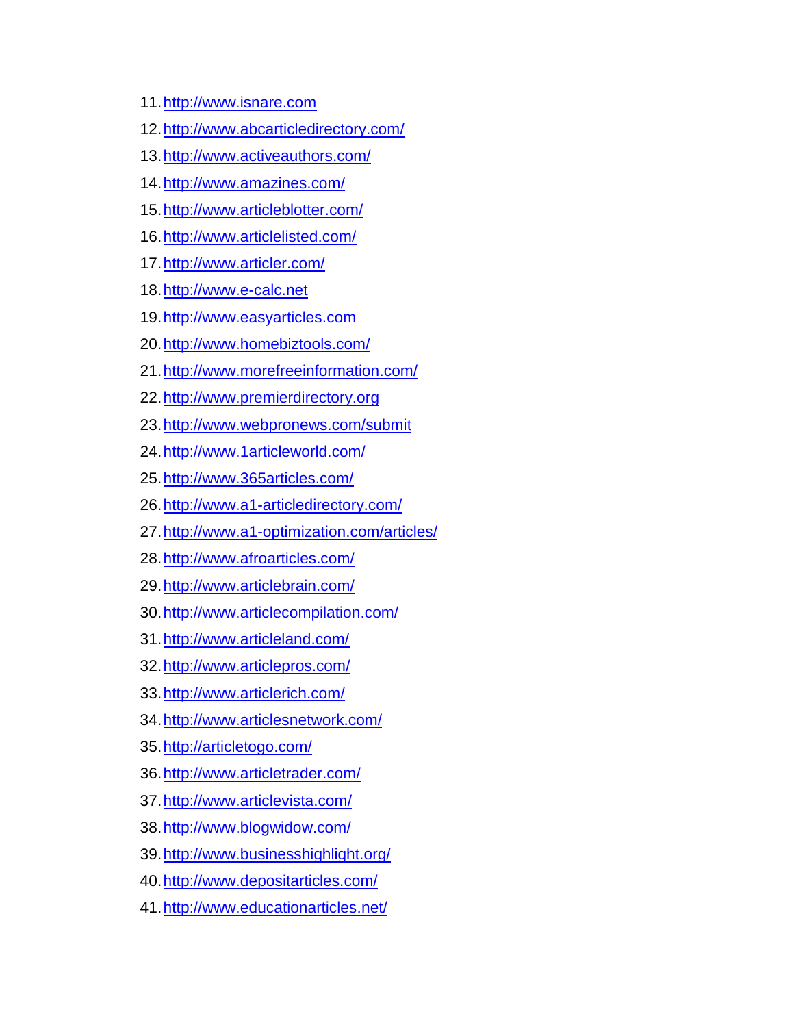11. http://www.isnare.com
12. http://www.abcarticledirectory.com/
13. http://www.activeauthors.com/
14. http://www.amazines.com/
15. http://www.articleblotter.com/
16. http://www.articlelisted.com/
17. http://www.articler.com/
18. http://www.e-calc.net
19. http://www.easyarticles.com
20. http://www.homebiztools.com/
21. http://www.morefreeinformation.com/
22. http://www.premierdirectory.org
23. http://www.webpronews.com/submit
24. http://www.1articleworld.com/
25. http://www.365articles.com/
26. http://www.a1-articledirectory.com/
27. http://www.a1-optimization.com/articles/
28. http://www.afroarticles.com/
29. http://www.articlebrain.com/
30. http://www.articlecompilation.com/
31. http://www.articleland.com/
32. http://www.articlepros.com/
33. http://www.articlerich.com/
34. http://www.articlesnetwork.com/
35. http://articletogo.com/
36. http://www.articletrader.com/
37. http://www.articlevista.com/
38. http://www.blogwidow.com/
39. http://www.businesshighlight.org/
40. http://www.depositarticles.com/
41. http://www.educationarticles.net/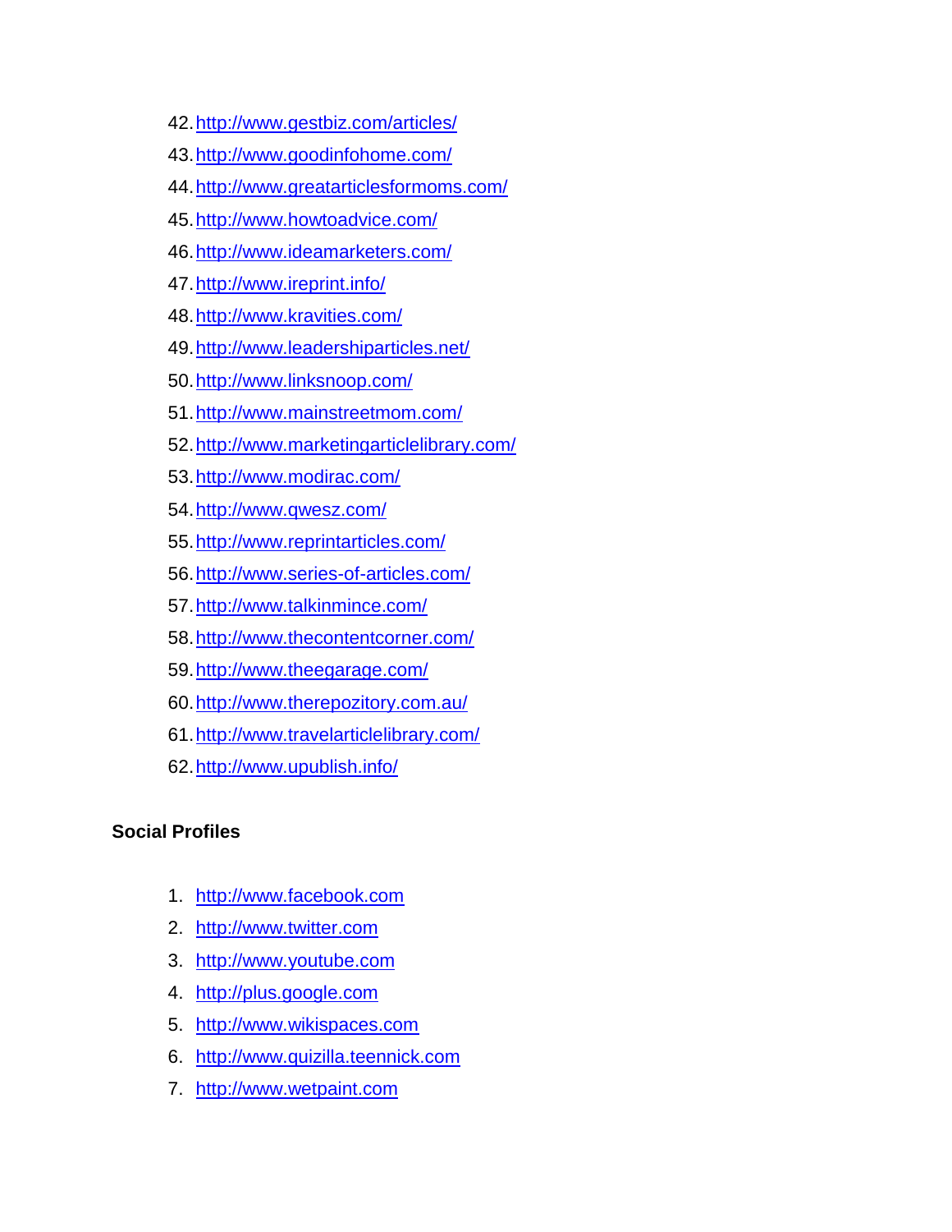42. http://www.gestbiz.com/articles/
43. http://www.goodinfohome.com/
44. http://www.greatarticlesformoms.com/
45. http://www.howtoadvice.com/
46. http://www.ideamarketers.com/
47. http://www.ireprint.info/
48. http://www.kravities.com/
49. http://www.leadershiparticles.net/
50. http://www.linksnoop.com/
51. http://www.mainstreetmom.com/
52. http://www.marketingarticlelibrary.com/
53. http://www.modirac.com/
54. http://www.qwesz.com/
55. http://www.reprintarticles.com/
56. http://www.series-of-articles.com/
57. http://www.talkinmince.com/
58. http://www.thecontentcorner.com/
59. http://www.theegarage.com/
60. http://www.therepozitory.com.au/
61. http://www.travelarticlelibrary.com/
62. http://www.upublish.info/

**Social Profiles**

1. http://www.facebook.com
2. http://www.twitter.com
3. http://www.youtube.com
4. http://plus.google.com
5. http://www.wikispaces.com
6. http://www.quizilla.teennick.com
7. http://www.wetpaint.com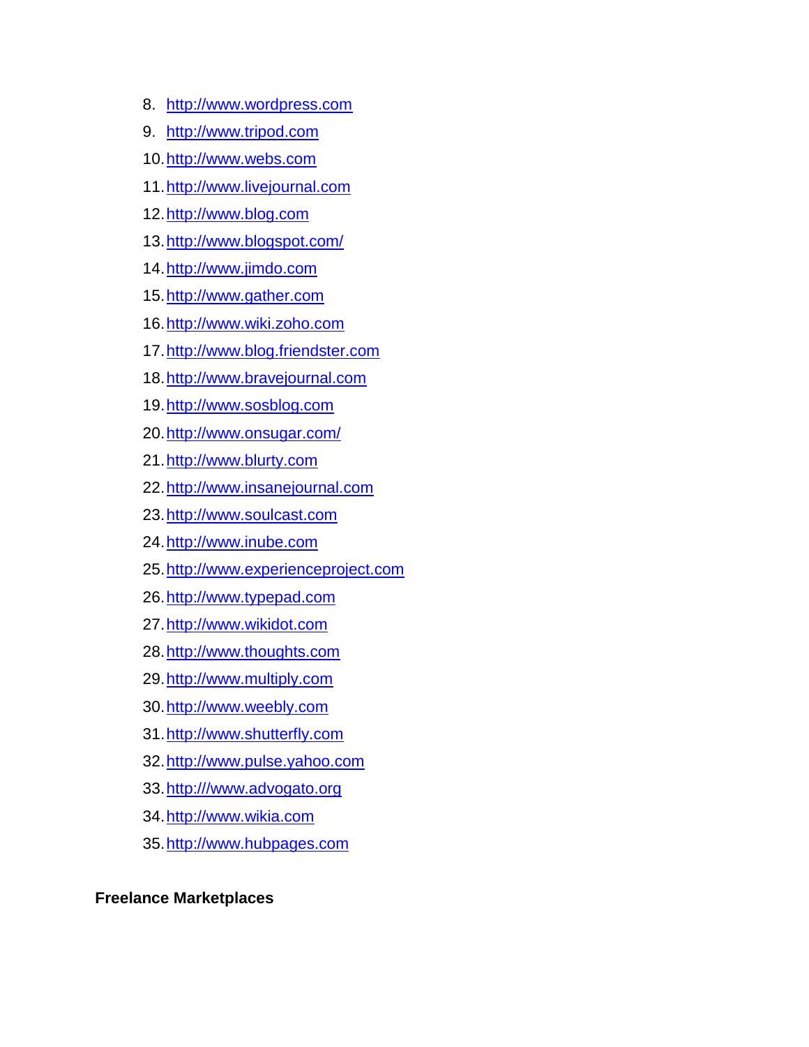8. http://www.wordpress.com
9. http://www.tripod.com
10. http://www.webs.com
11. http://www.livejournal.com
12. http://www.blog.com
13. http://www.blogspot.com/
14. http://www.jimdo.com
15. http://www.gather.com
16. http://www.wiki.zoho.com
17. http://www.blog.friendster.com
18. http://www.bravejournal.com
19. http://www.sosblog.com
20. http://www.onsugar.com/
21. http://www.blurty.com
22. http://www.insanejournal.com
23. http://www.soulcast.com
24. http://www.inube.com
25. http://www.experienceproject.com
26. http://www.typepad.com
27. http://www.wikidot.com
28. http://www.thoughts.com
29. http://www.multiply.com
30. http://www.weebly.com
31. http://www.shutterfly.com
32. http://www.pulse.yahoo.com
33. http:///www.advogato.org
34. http://www.wikia.com
35. http://www.hubpages.com

**Freelance Marketplaces**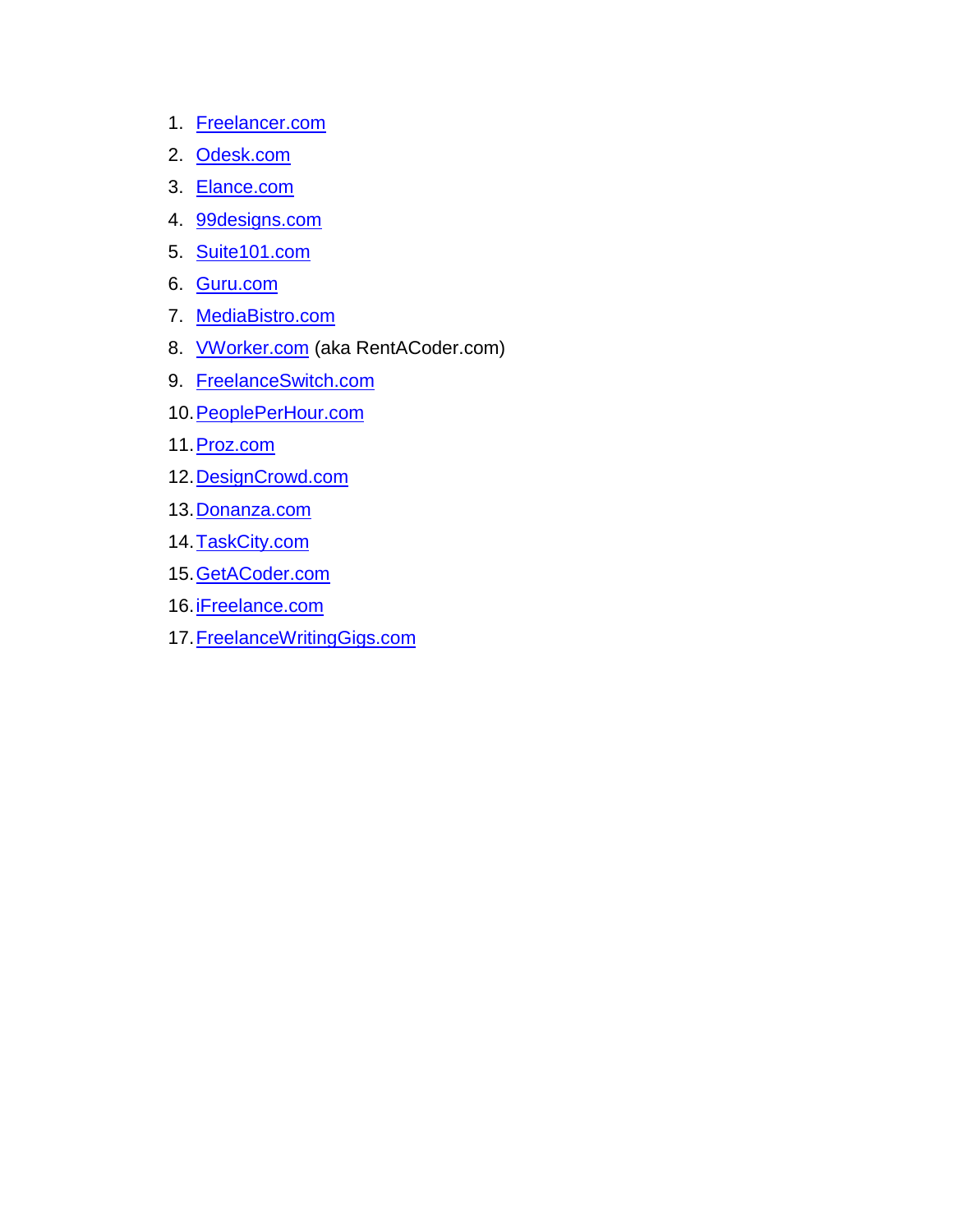1. Freelancer.com
2. Odesk.com
3. Elance.com
4. 99designs.com
5. Suite101.com
6. Guru.com
7. MediaBistro.com
8. VWorker.com (aka RentACoder.com)
9. FreelanceSwitch.com
10. PeoplePerHour.com
11. Proz.com
12. DesignCrowd.com
13. Donanza.com
14. TaskCity.com
15. GetACoder.com
16. iFreelance.com
17. FreelanceWritingGigs.com